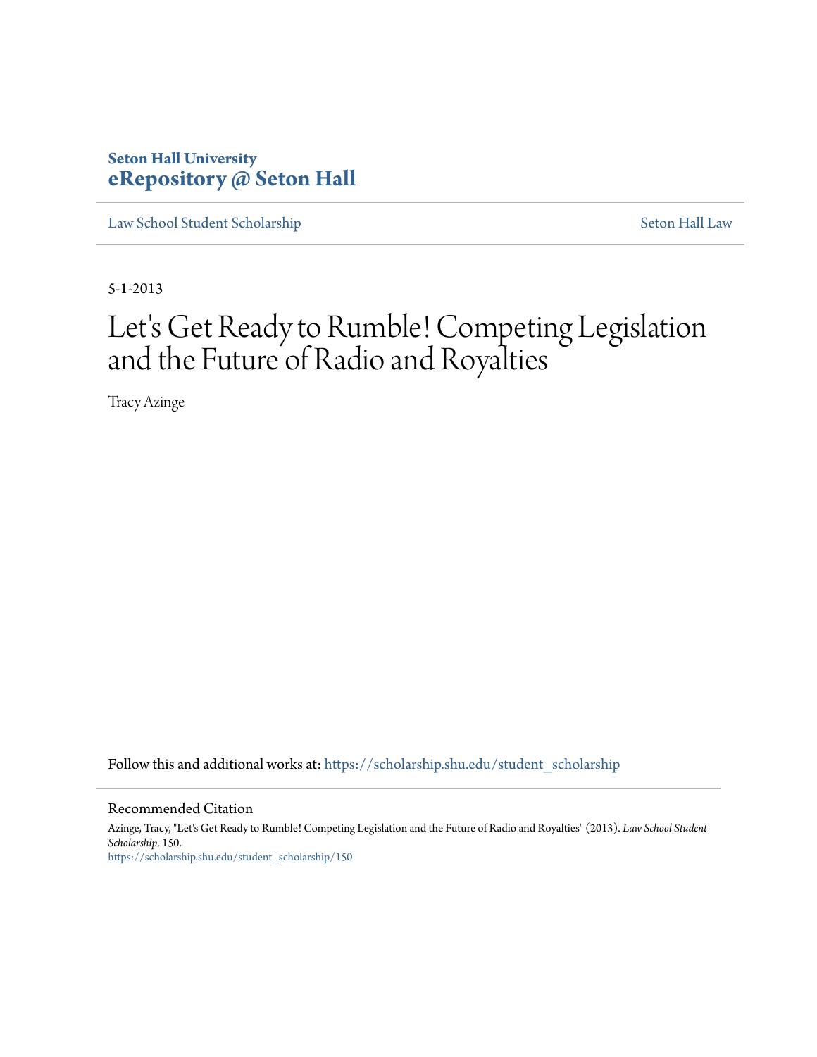Seton Hall University
**eRepository @ Seton Hall**

Law School Student Scholarship | Seton Hall Law

5-1-2013

# Let's Get Ready to Rumble! Competing Legislation and the Future of Radio and Royalties

Tracy Azinge

Follow this and additional works at: https://scholarship.shu.edu/student_scholarship

## Recommended Citation

Azinge, Tracy, "Let's Get Ready to Rumble! Competing Legislation and the Future of Radio and Royalties" (2013). *Law School Student Scholarship*. 150.
https://scholarship.shu.edu/student_scholarship/150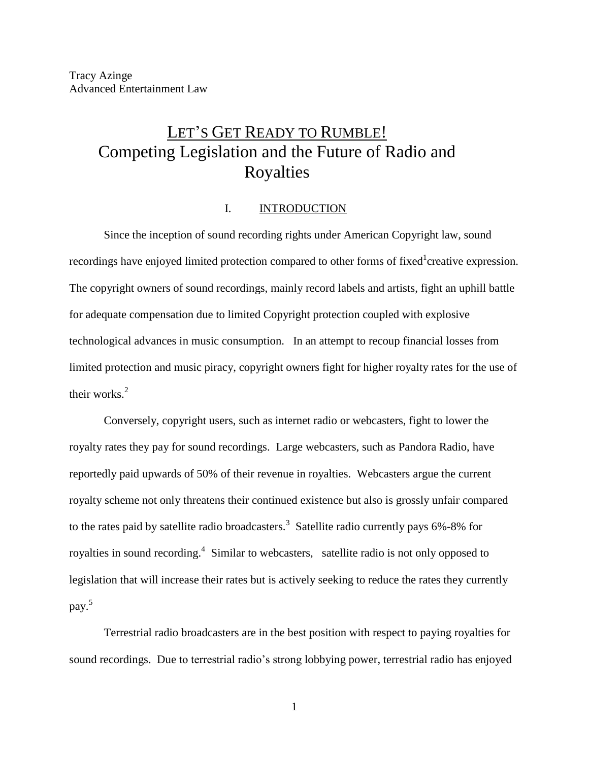Tracy Azinge
Advanced Entertainment Law

# LET'S GET READY TO RUMBLE! Competing Legislation and the Future of Radio and Royalties

## I. INTRODUCTION

Since the inception of sound recording rights under American Copyright law, sound recordings have enjoyed limited protection compared to other forms of fixed[1]creative expression. The copyright owners of sound recordings, mainly record labels and artists, fight an uphill battle for adequate compensation due to limited Copyright protection coupled with explosive technological advances in music consumption. In an attempt to recoup financial losses from limited protection and music piracy, copyright owners fight for higher royalty rates for the use of their works.[2]

Conversely, copyright users, such as internet radio or webcasters, fight to lower the royalty rates they pay for sound recordings. Large webcasters, such as Pandora Radio, have reportedly paid upwards of 50% of their revenue in royalties. Webcasters argue the current royalty scheme not only threatens their continued existence but also is grossly unfair compared to the rates paid by satellite radio broadcasters.[3] Satellite radio currently pays 6%-8% for royalties in sound recording.[4] Similar to webcasters, satellite radio is not only opposed to legislation that will increase their rates but is actively seeking to reduce the rates they currently pay.[5]

Terrestrial radio broadcasters are in the best position with respect to paying royalties for sound recordings. Due to terrestrial radio's strong lobbying power, terrestrial radio has enjoyed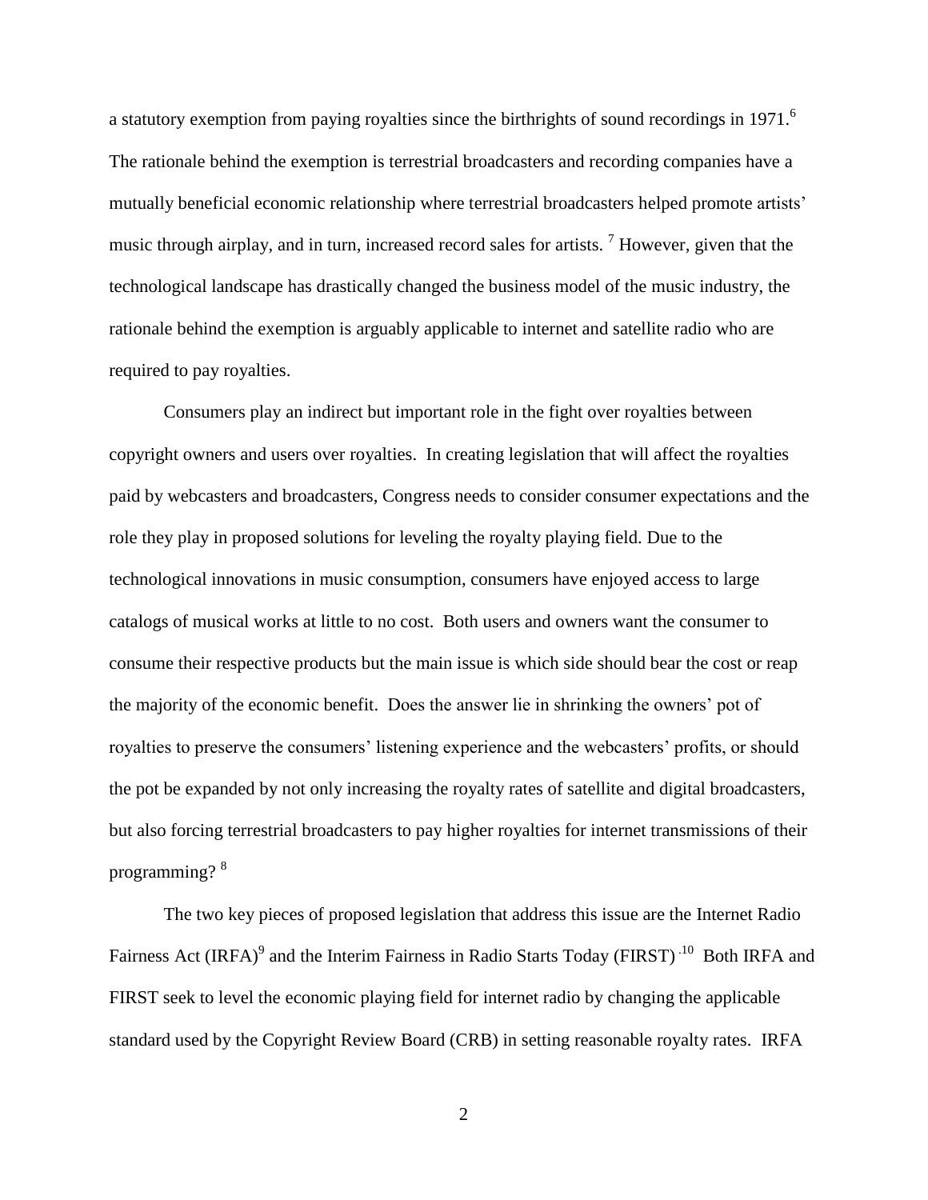a statutory exemption from paying royalties since the birthrights of sound recordings in 1971.[6] The rationale behind the exemption is terrestrial broadcasters and recording companies have a mutually beneficial economic relationship where terrestrial broadcasters helped promote artists' music through airplay, and in turn, increased record sales for artists. [7] However, given that the technological landscape has drastically changed the business model of the music industry, the rationale behind the exemption is arguably applicable to internet and satellite radio who are required to pay royalties.

Consumers play an indirect but important role in the fight over royalties between copyright owners and users over royalties. In creating legislation that will affect the royalties paid by webcasters and broadcasters, Congress needs to consider consumer expectations and the role they play in proposed solutions for leveling the royalty playing field. Due to the technological innovations in music consumption, consumers have enjoyed access to large catalogs of musical works at little to no cost. Both users and owners want the consumer to consume their respective products but the main issue is which side should bear the cost or reap the majority of the economic benefit. Does the answer lie in shrinking the owners' pot of royalties to preserve the consumers' listening experience and the webcasters' profits, or should the pot be expanded by not only increasing the royalty rates of satellite and digital broadcasters, but also forcing terrestrial broadcasters to pay higher royalties for internet transmissions of their programming? [8]

The two key pieces of proposed legislation that address this issue are the Internet Radio Fairness Act (IRFA)[9] and the Interim Fairness in Radio Starts Today (FIRST) [10] Both IRFA and FIRST seek to level the economic playing field for internet radio by changing the applicable standard used by the Copyright Review Board (CRB) in setting reasonable royalty rates. IRFA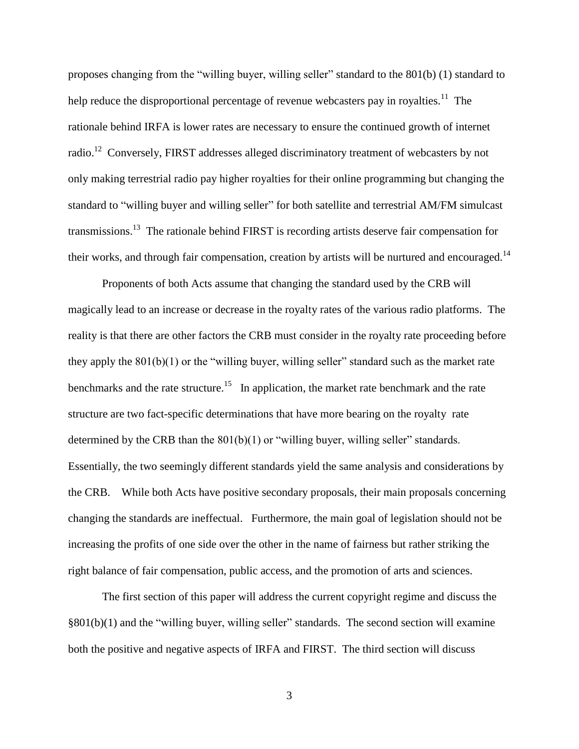proposes changing from the "willing buyer, willing seller" standard to the 801(b) (1) standard to help reduce the disproportional percentage of revenue webcasters pay in royalties.[11] The rationale behind IRFA is lower rates are necessary to ensure the continued growth of internet radio.[12] Conversely, FIRST addresses alleged discriminatory treatment of webcasters by not only making terrestrial radio pay higher royalties for their online programming but changing the standard to "willing buyer and willing seller" for both satellite and terrestrial AM/FM simulcast transmissions.[13] The rationale behind FIRST is recording artists deserve fair compensation for their works, and through fair compensation, creation by artists will be nurtured and encouraged.[14]

Proponents of both Acts assume that changing the standard used by the CRB will magically lead to an increase or decrease in the royalty rates of the various radio platforms. The reality is that there are other factors the CRB must consider in the royalty rate proceeding before they apply the 801(b)(1) or the "willing buyer, willing seller" standard such as the market rate benchmarks and the rate structure.[15] In application, the market rate benchmark and the rate structure are two fact-specific determinations that have more bearing on the royalty rate determined by the CRB than the 801(b)(1) or "willing buyer, willing seller" standards. Essentially, the two seemingly different standards yield the same analysis and considerations by the CRB. While both Acts have positive secondary proposals, their main proposals concerning changing the standards are ineffectual. Furthermore, the main goal of legislation should not be increasing the profits of one side over the other in the name of fairness but rather striking the right balance of fair compensation, public access, and the promotion of arts and sciences.

The first section of this paper will address the current copyright regime and discuss the §801(b)(1) and the "willing buyer, willing seller" standards. The second section will examine both the positive and negative aspects of IRFA and FIRST. The third section will discuss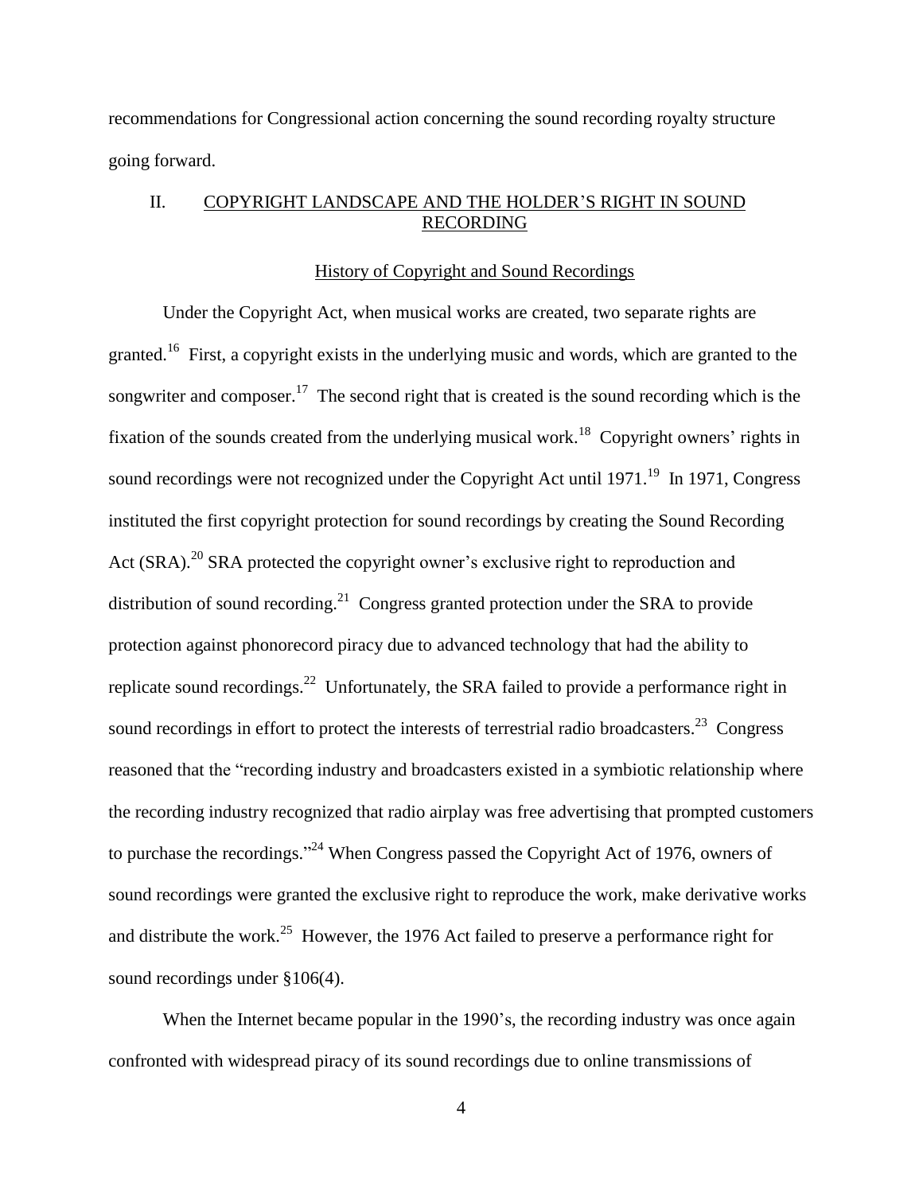recommendations for Congressional action concerning the sound recording royalty structure going forward.

## II. COPYRIGHT LANDSCAPE AND THE HOLDER'S RIGHT IN SOUND RECORDING

### History of Copyright and Sound Recordings

Under the Copyright Act, when musical works are created, two separate rights are granted.[16] First, a copyright exists in the underlying music and words, which are granted to the songwriter and composer.[17] The second right that is created is the sound recording which is the fixation of the sounds created from the underlying musical work.[18] Copyright owners' rights in sound recordings were not recognized under the Copyright Act until 1971.[19] In 1971, Congress instituted the first copyright protection for sound recordings by creating the Sound Recording Act (SRA).[20] SRA protected the copyright owner's exclusive right to reproduction and distribution of sound recording.[21] Congress granted protection under the SRA to provide protection against phonorecord piracy due to advanced technology that had the ability to replicate sound recordings.[22] Unfortunately, the SRA failed to provide a performance right in sound recordings in effort to protect the interests of terrestrial radio broadcasters.[23] Congress reasoned that the "recording industry and broadcasters existed in a symbiotic relationship where the recording industry recognized that radio airplay was free advertising that prompted customers to purchase the recordings."[24] When Congress passed the Copyright Act of 1976, owners of sound recordings were granted the exclusive right to reproduce the work, make derivative works and distribute the work.[25] However, the 1976 Act failed to preserve a performance right for sound recordings under §106(4).

When the Internet became popular in the 1990's, the recording industry was once again confronted with widespread piracy of its sound recordings due to online transmissions of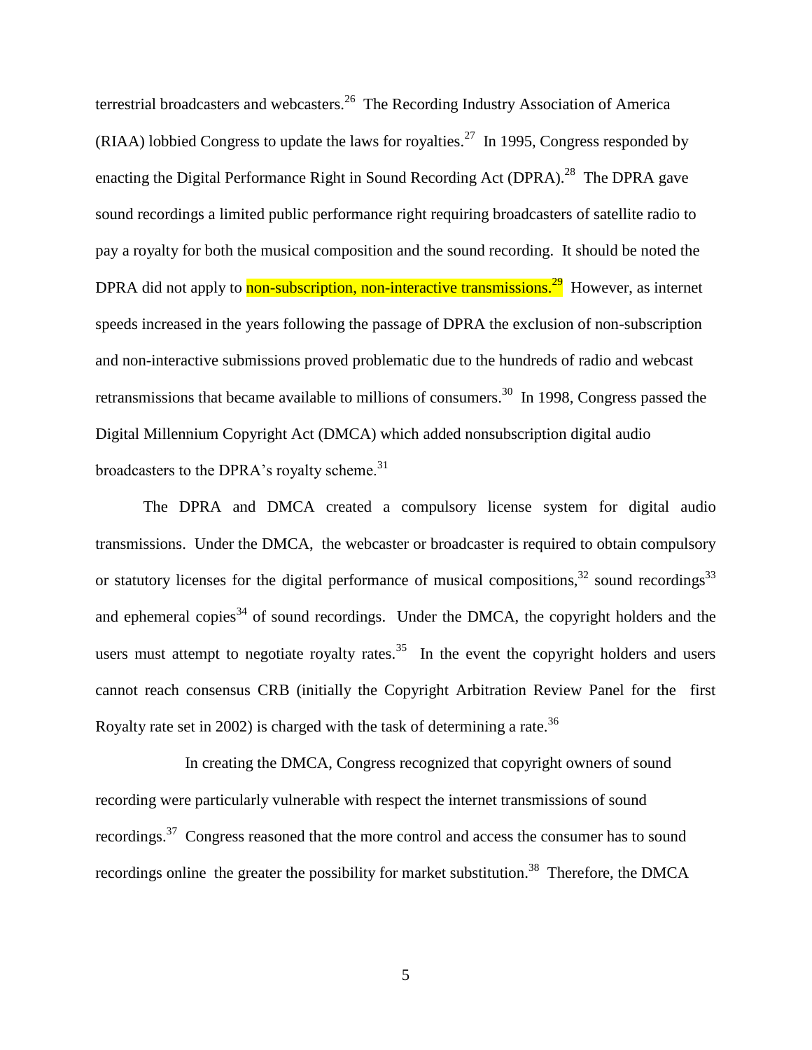terrestrial broadcasters and webcasters.[26] The Recording Industry Association of America (RIAA) lobbied Congress to update the laws for royalties.[27] In 1995, Congress responded by enacting the Digital Performance Right in Sound Recording Act (DPRA).[28] The DPRA gave sound recordings a limited public performance right requiring broadcasters of satellite radio to pay a royalty for both the musical composition and the sound recording. It should be noted the DPRA did not apply to non-subscription, non-interactive transmissions.[29] However, as internet speeds increased in the years following the passage of DPRA the exclusion of non-subscription and non-interactive submissions proved problematic due to the hundreds of radio and webcast retransmissions that became available to millions of consumers.[30] In 1998, Congress passed the Digital Millennium Copyright Act (DMCA) which added nonsubscription digital audio broadcasters to the DPRA's royalty scheme.[31]

The DPRA and DMCA created a compulsory license system for digital audio transmissions. Under the DMCA, the webcaster or broadcaster is required to obtain compulsory or statutory licenses for the digital performance of musical compositions,[32] sound recordings[33] and ephemeral copies[34] of sound recordings. Under the DMCA, the copyright holders and the users must attempt to negotiate royalty rates.[35] In the event the copyright holders and users cannot reach consensus CRB (initially the Copyright Arbitration Review Panel for the first Royalty rate set in 2002) is charged with the task of determining a rate.[36]

In creating the DMCA, Congress recognized that copyright owners of sound recording were particularly vulnerable with respect the internet transmissions of sound recordings.[37] Congress reasoned that the more control and access the consumer has to sound recordings online the greater the possibility for market substitution.[38] Therefore, the DMCA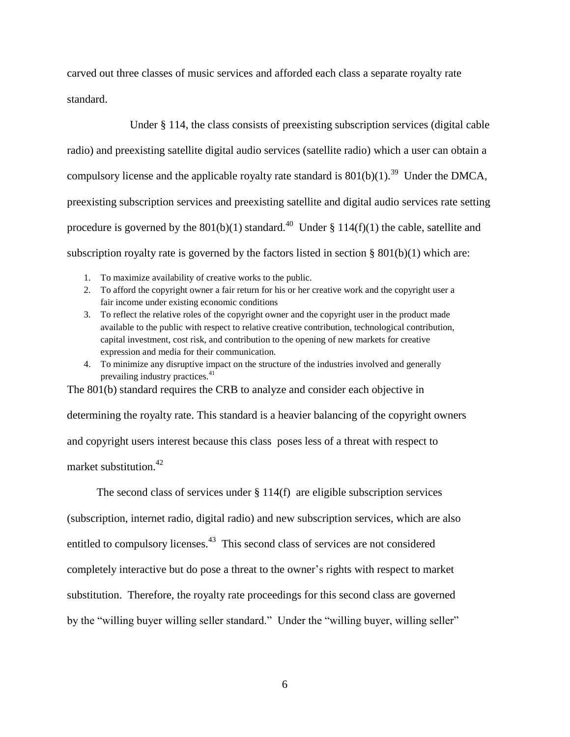carved out three classes of music services and afforded each class a separate royalty rate standard.

Under § 114, the class consists of preexisting subscription services (digital cable radio) and preexisting satellite digital audio services (satellite radio) which a user can obtain a compulsory license and the applicable royalty rate standard is 801(b)(1).[39] Under the DMCA, preexisting subscription services and preexisting satellite and digital audio services rate setting procedure is governed by the 801(b)(1) standard.[40] Under § 114(f)(1) the cable, satellite and subscription royalty rate is governed by the factors listed in section § 801(b)(1) which are:

1. To maximize availability of creative works to the public.
2. To afford the copyright owner a fair return for his or her creative work and the copyright user a fair income under existing economic conditions
3. To reflect the relative roles of the copyright owner and the copyright user in the product made available to the public with respect to relative creative contribution, technological contribution, capital investment, cost risk, and contribution to the opening of new markets for creative expression and media for their communication.
4. To minimize any disruptive impact on the structure of the industries involved and generally prevailing industry practices.[41]

The 801(b) standard requires the CRB to analyze and consider each objective in determining the royalty rate. This standard is a heavier balancing of the copyright owners and copyright users interest because this class poses less of a threat with respect to market substitution.[42]

The second class of services under § 114(f) are eligible subscription services (subscription, internet radio, digital radio) and new subscription services, which are also entitled to compulsory licenses.[43] This second class of services are not considered completely interactive but do pose a threat to the owner's rights with respect to market substitution. Therefore, the royalty rate proceedings for this second class are governed by the "willing buyer willing seller standard." Under the "willing buyer, willing seller"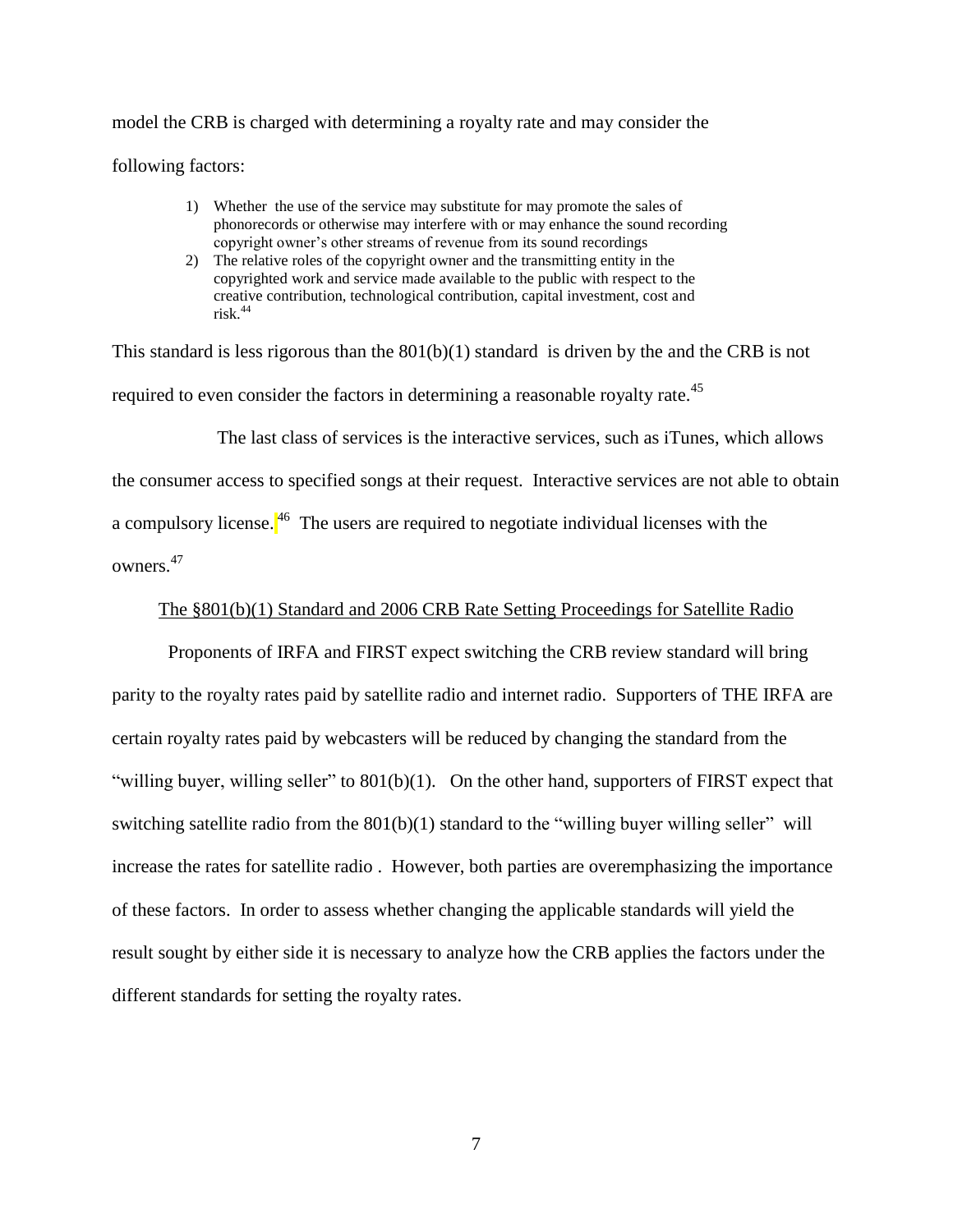model the CRB is charged with determining a royalty rate and may consider the following factors:

1) Whether the use of the service may substitute for may promote the sales of phonorecords or otherwise may interfere with or may enhance the sound recording copyright owner's other streams of revenue from its sound recordings
2) The relative roles of the copyright owner and the transmitting entity in the copyrighted work and service made available to the public with respect to the creative contribution, technological contribution, capital investment, cost and risk.[44]

This standard is less rigorous than the 801(b)(1) standard is driven by the and the CRB is not required to even consider the factors in determining a reasonable royalty rate.[45]

The last class of services is the interactive services, such as iTunes, which allows the consumer access to specified songs at their request. Interactive services are not able to obtain a compulsory license.[46] The users are required to negotiate individual licenses with the owners.[47]

The §801(b)(1) Standard and 2006 CRB Rate Setting Proceedings for Satellite Radio

Proponents of IRFA and FIRST expect switching the CRB review standard will bring parity to the royalty rates paid by satellite radio and internet radio. Supporters of THE IRFA are certain royalty rates paid by webcasters will be reduced by changing the standard from the "willing buyer, willing seller" to 801(b)(1). On the other hand, supporters of FIRST expect that switching satellite radio from the 801(b)(1) standard to the "willing buyer willing seller" will increase the rates for satellite radio . However, both parties are overemphasizing the importance of these factors. In order to assess whether changing the applicable standards will yield the result sought by either side it is necessary to analyze how the CRB applies the factors under the different standards for setting the royalty rates.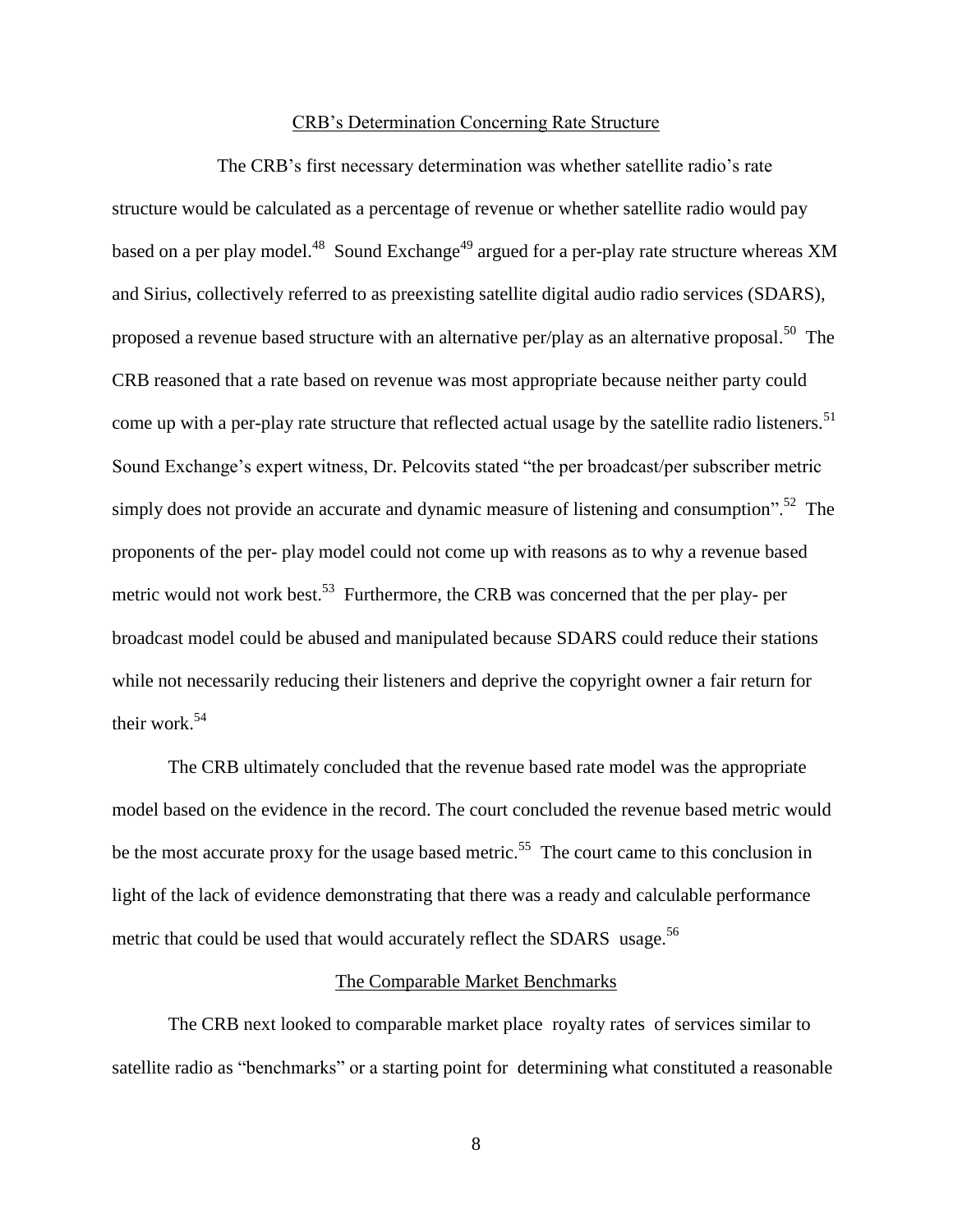## CRB's Determination Concerning Rate Structure

The CRB's first necessary determination was whether satellite radio's rate structure would be calculated as a percentage of revenue or whether satellite radio would pay based on a per play model.[48] Sound Exchange[49] argued for a per-play rate structure whereas XM and Sirius, collectively referred to as preexisting satellite digital audio radio services (SDARS), proposed a revenue based structure with an alternative per/play as an alternative proposal.[50] The CRB reasoned that a rate based on revenue was most appropriate because neither party could come up with a per-play rate structure that reflected actual usage by the satellite radio listeners.[51] Sound Exchange's expert witness, Dr. Pelcovits stated "the per broadcast/per subscriber metric simply does not provide an accurate and dynamic measure of listening and consumption".[52] The proponents of the per- play model could not come up with reasons as to why a revenue based metric would not work best.[53] Furthermore, the CRB was concerned that the per play- per broadcast model could be abused and manipulated because SDARS could reduce their stations while not necessarily reducing their listeners and deprive the copyright owner a fair return for their work.[54]

The CRB ultimately concluded that the revenue based rate model was the appropriate model based on the evidence in the record. The court concluded the revenue based metric would be the most accurate proxy for the usage based metric.[55] The court came to this conclusion in light of the lack of evidence demonstrating that there was a ready and calculable performance metric that could be used that would accurately reflect the SDARS usage.[56]

## The Comparable Market Benchmarks

The CRB next looked to comparable market place royalty rates of services similar to satellite radio as "benchmarks" or a starting point for determining what constituted a reasonable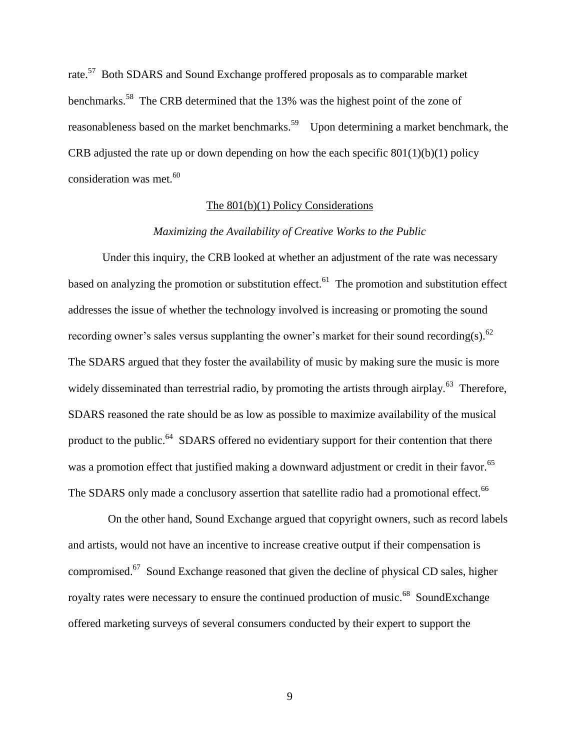rate.[57] Both SDARS and Sound Exchange proffered proposals as to comparable market benchmarks.[58] The CRB determined that the 13% was the highest point of the zone of reasonableness based on the market benchmarks.[59] Upon determining a market benchmark, the CRB adjusted the rate up or down depending on how the each specific 801(1)(b)(1) policy consideration was met.[60]

<u>The 801(b)(1) Policy Considerations</u>

*Maximizing the Availability of Creative Works to the Public*

Under this inquiry, the CRB looked at whether an adjustment of the rate was necessary based on analyzing the promotion or substitution effect.[61] The promotion and substitution effect addresses the issue of whether the technology involved is increasing or promoting the sound recording owner's sales versus supplanting the owner's market for their sound recording(s).[62] The SDARS argued that they foster the availability of music by making sure the music is more widely disseminated than terrestrial radio, by promoting the artists through airplay.[63] Therefore, SDARS reasoned the rate should be as low as possible to maximize availability of the musical product to the public.[64] SDARS offered no evidentiary support for their contention that there was a promotion effect that justified making a downward adjustment or credit in their favor.[65] The SDARS only made a conclusory assertion that satellite radio had a promotional effect.[66]

On the other hand, Sound Exchange argued that copyright owners, such as record labels and artists, would not have an incentive to increase creative output if their compensation is compromised.[67] Sound Exchange reasoned that given the decline of physical CD sales, higher royalty rates were necessary to ensure the continued production of music.[68] SoundExchange offered marketing surveys of several consumers conducted by their expert to support the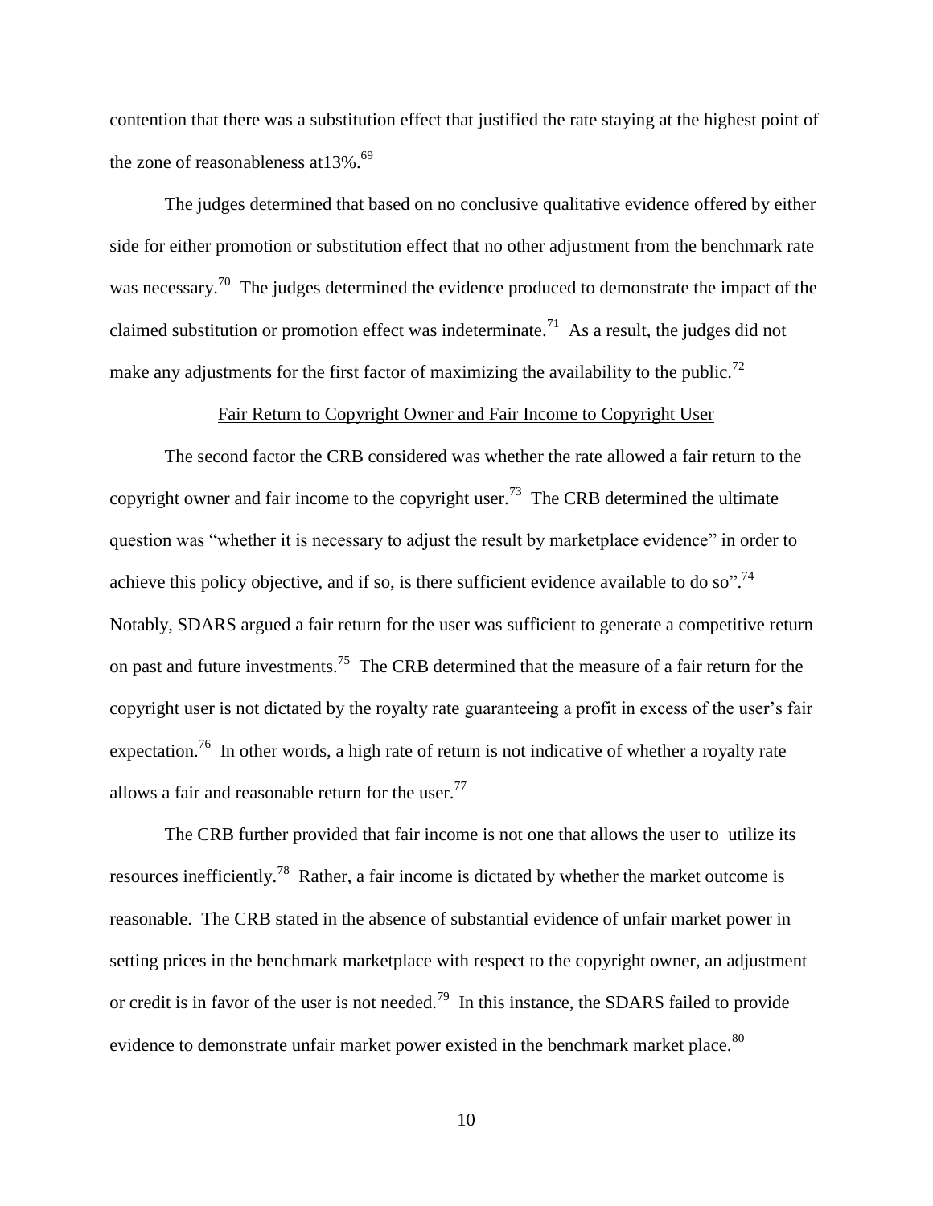contention that there was a substitution effect that justified the rate staying at the highest point of the zone of reasonableness at13%.[69]

The judges determined that based on no conclusive qualitative evidence offered by either side for either promotion or substitution effect that no other adjustment from the benchmark rate was necessary.[70] The judges determined the evidence produced to demonstrate the impact of the claimed substitution or promotion effect was indeterminate.[71] As a result, the judges did not make any adjustments for the first factor of maximizing the availability to the public.[72]

<u>Fair Return to Copyright Owner and Fair Income to Copyright User</u>

The second factor the CRB considered was whether the rate allowed a fair return to the copyright owner and fair income to the copyright user.[73] The CRB determined the ultimate question was "whether it is necessary to adjust the result by marketplace evidence" in order to achieve this policy objective, and if so, is there sufficient evidence available to do so".[74] Notably, SDARS argued a fair return for the user was sufficient to generate a competitive return on past and future investments.[75] The CRB determined that the measure of a fair return for the copyright user is not dictated by the royalty rate guaranteeing a profit in excess of the user's fair expectation.[76] In other words, a high rate of return is not indicative of whether a royalty rate allows a fair and reasonable return for the user.[77]

The CRB further provided that fair income is not one that allows the user to utilize its resources inefficiently.[78] Rather, a fair income is dictated by whether the market outcome is reasonable. The CRB stated in the absence of substantial evidence of unfair market power in setting prices in the benchmark marketplace with respect to the copyright owner, an adjustment or credit is in favor of the user is not needed.[79] In this instance, the SDARS failed to provide evidence to demonstrate unfair market power existed in the benchmark market place.[80]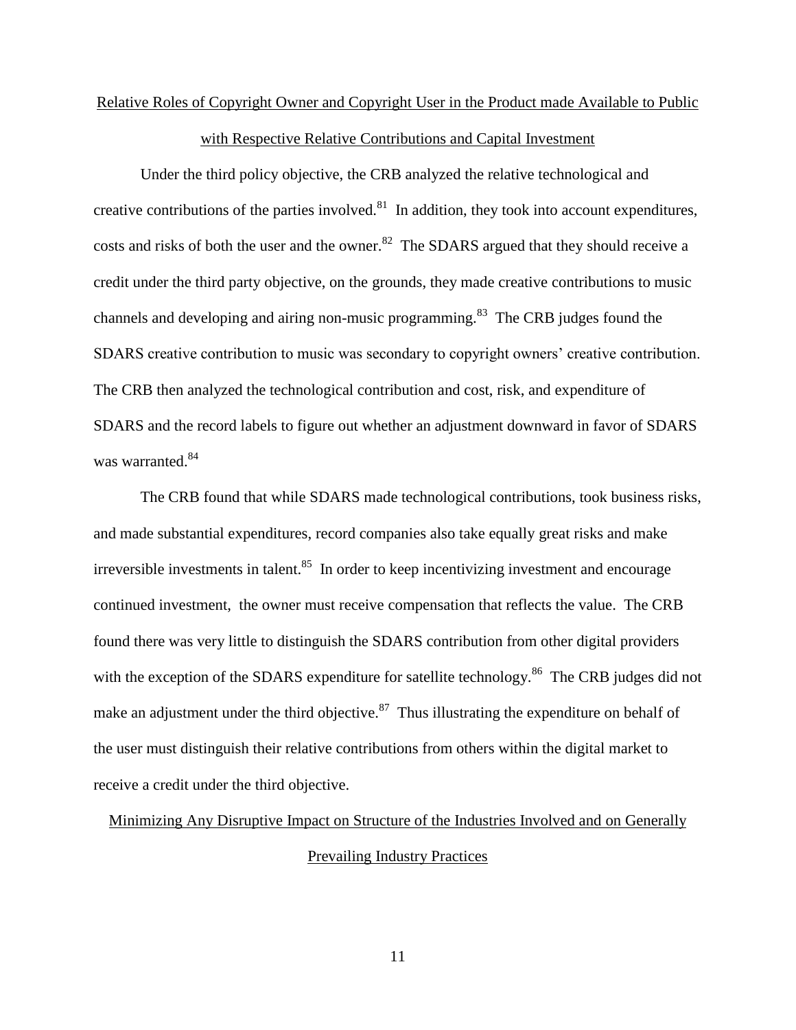## Relative Roles of Copyright Owner and Copyright User in the Product made Available to Public with Respective Relative Contributions and Capital Investment

Under the third policy objective, the CRB analyzed the relative technological and creative contributions of the parties involved.[81] In addition, they took into account expenditures, costs and risks of both the user and the owner.[82] The SDARS argued that they should receive a credit under the third party objective, on the grounds, they made creative contributions to music channels and developing and airing non-music programming.[83] The CRB judges found the SDARS creative contribution to music was secondary to copyright owners' creative contribution. The CRB then analyzed the technological contribution and cost, risk, and expenditure of SDARS and the record labels to figure out whether an adjustment downward in favor of SDARS was warranted.[84]

The CRB found that while SDARS made technological contributions, took business risks, and made substantial expenditures, record companies also take equally great risks and make irreversible investments in talent.[85] In order to keep incentivizing investment and encourage continued investment, the owner must receive compensation that reflects the value. The CRB found there was very little to distinguish the SDARS contribution from other digital providers with the exception of the SDARS expenditure for satellite technology.[86] The CRB judges did not make an adjustment under the third objective.[87] Thus illustrating the expenditure on behalf of the user must distinguish their relative contributions from others within the digital market to receive a credit under the third objective.

## Minimizing Any Disruptive Impact on Structure of the Industries Involved and on Generally Prevailing Industry Practices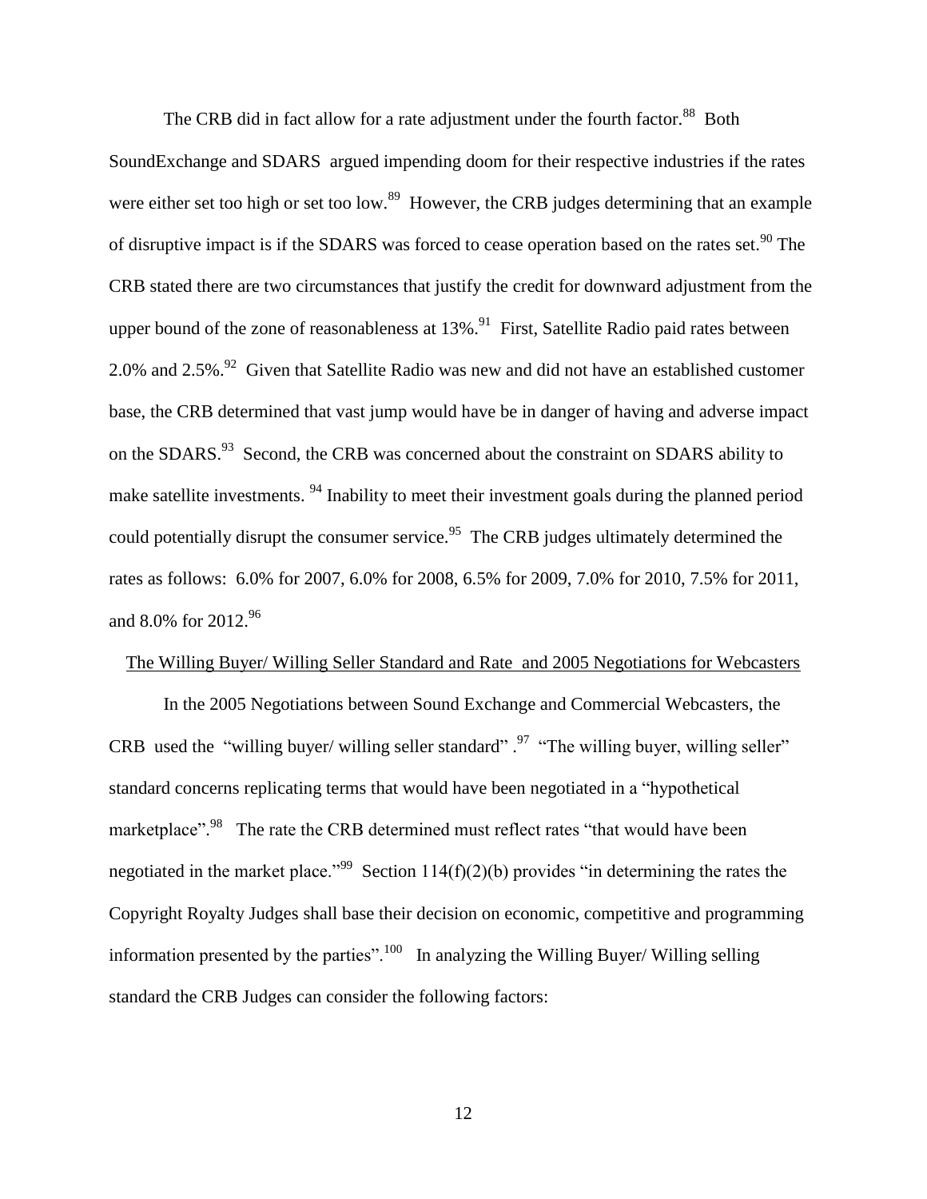The CRB did in fact allow for a rate adjustment under the fourth factor.[88] Both SoundExchange and SDARS argued impending doom for their respective industries if the rates were either set too high or set too low.[89] However, the CRB judges determining that an example of disruptive impact is if the SDARS was forced to cease operation based on the rates set.[90] The CRB stated there are two circumstances that justify the credit for downward adjustment from the upper bound of the zone of reasonableness at 13%.[91] First, Satellite Radio paid rates between 2.0% and 2.5%.[92] Given that Satellite Radio was new and did not have an established customer base, the CRB determined that vast jump would have be in danger of having and adverse impact on the SDARS.[93] Second, the CRB was concerned about the constraint on SDARS ability to make satellite investments. [94] Inability to meet their investment goals during the planned period could potentially disrupt the consumer service.[95] The CRB judges ultimately determined the rates as follows: 6.0% for 2007, 6.0% for 2008, 6.5% for 2009, 7.0% for 2010, 7.5% for 2011, and 8.0% for 2012.[96]

<u>The Willing Buyer/ Willing Seller Standard and Rate and 2005 Negotiations for Webcasters</u>

In the 2005 Negotiations between Sound Exchange and Commercial Webcasters, the CRB used the "willing buyer/ willing seller standard" .[97] "The willing buyer, willing seller" standard concerns replicating terms that would have been negotiated in a "hypothetical marketplace".[98] The rate the CRB determined must reflect rates "that would have been negotiated in the market place."[99] Section 114(f)(2)(b) provides "in determining the rates the Copyright Royalty Judges shall base their decision on economic, competitive and programming information presented by the parties".[100] In analyzing the Willing Buyer/ Willing selling standard the CRB Judges can consider the following factors: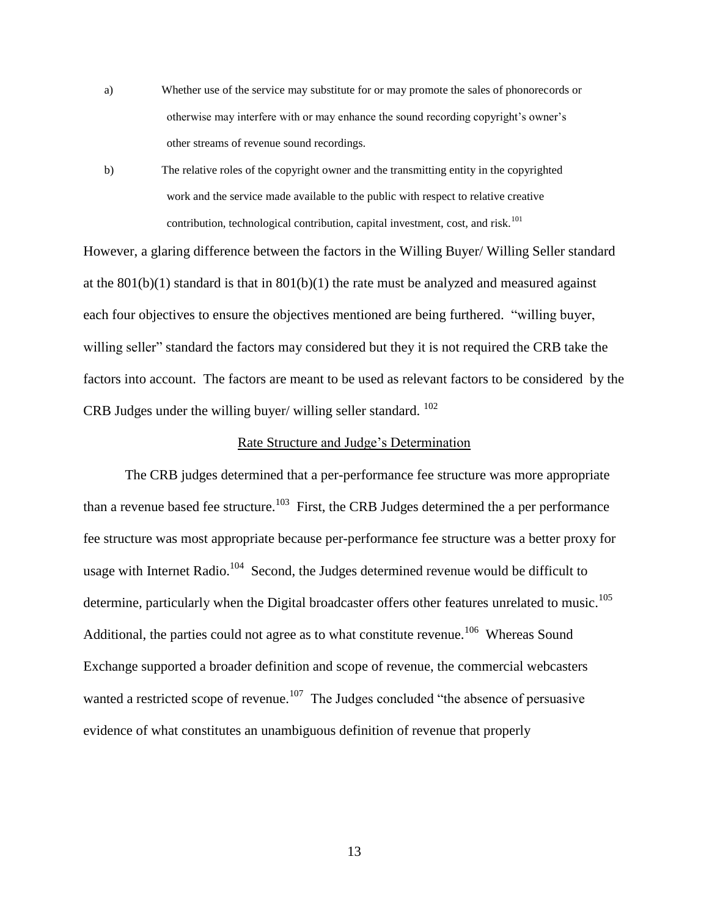a) Whether use of the service may substitute for or may promote the sales of phonorecords or otherwise may interfere with or may enhance the sound recording copyright's owner's other streams of revenue sound recordings.

b) The relative roles of the copyright owner and the transmitting entity in the copyrighted work and the service made available to the public with respect to relative creative contribution, technological contribution, capital investment, cost, and risk.[101]

However, a glaring difference between the factors in the Willing Buyer/ Willing Seller standard at the 801(b)(1) standard is that in 801(b)(1) the rate must be analyzed and measured against each four objectives to ensure the objectives mentioned are being furthered. "willing buyer, willing seller" standard the factors may considered but they it is not required the CRB take the factors into account. The factors are meant to be used as relevant factors to be considered by the CRB Judges under the willing buyer/ willing seller standard. [102]

<u>Rate Structure and Judge's Determination</u>

The CRB judges determined that a per-performance fee structure was more appropriate than a revenue based fee structure.[103] First, the CRB Judges determined the a per performance fee structure was most appropriate because per-performance fee structure was a better proxy for usage with Internet Radio.[104] Second, the Judges determined revenue would be difficult to determine, particularly when the Digital broadcaster offers other features unrelated to music.[105] Additional, the parties could not agree as to what constitute revenue.[106] Whereas Sound Exchange supported a broader definition and scope of revenue, the commercial webcasters wanted a restricted scope of revenue.[107] The Judges concluded "the absence of persuasive evidence of what constitutes an unambiguous definition of revenue that properly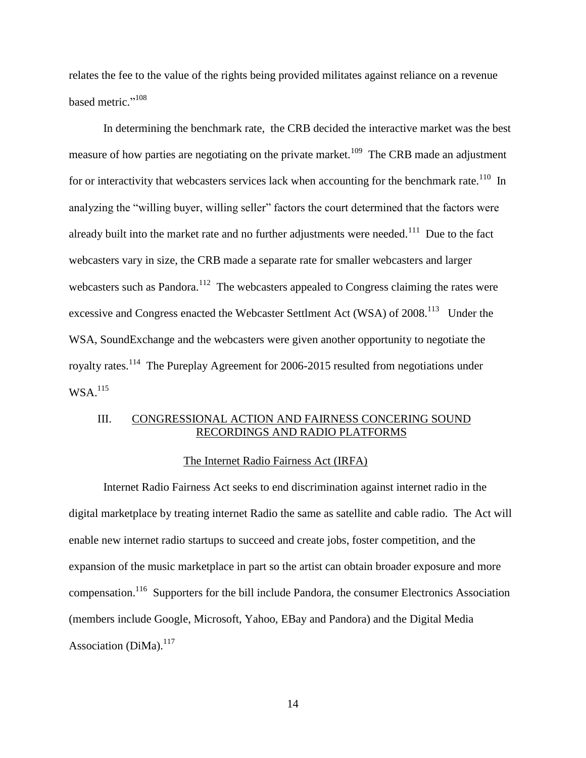relates the fee to the value of the rights being provided militates against reliance on a revenue based metric."[108]

In determining the benchmark rate, the CRB decided the interactive market was the best measure of how parties are negotiating on the private market.[109] The CRB made an adjustment for or interactivity that webcasters services lack when accounting for the benchmark rate.[110] In analyzing the "willing buyer, willing seller" factors the court determined that the factors were already built into the market rate and no further adjustments were needed.[111] Due to the fact webcasters vary in size, the CRB made a separate rate for smaller webcasters and larger webcasters such as Pandora.[112] The webcasters appealed to Congress claiming the rates were excessive and Congress enacted the Webcaster Settlment Act (WSA) of 2008.[113] Under the WSA, SoundExchange and the webcasters were given another opportunity to negotiate the royalty rates.[114] The Pureplay Agreement for 2006-2015 resulted from negotiations under WSA.[115]

## III. CONGRESSIONAL ACTION AND FAIRNESS CONCERING SOUND RECORDINGS AND RADIO PLATFORMS

### The Internet Radio Fairness Act (IRFA)

Internet Radio Fairness Act seeks to end discrimination against internet radio in the digital marketplace by treating internet Radio the same as satellite and cable radio. The Act will enable new internet radio startups to succeed and create jobs, foster competition, and the expansion of the music marketplace in part so the artist can obtain broader exposure and more compensation.[116] Supporters for the bill include Pandora, the consumer Electronics Association (members include Google, Microsoft, Yahoo, EBay and Pandora) and the Digital Media Association (DiMa).[117]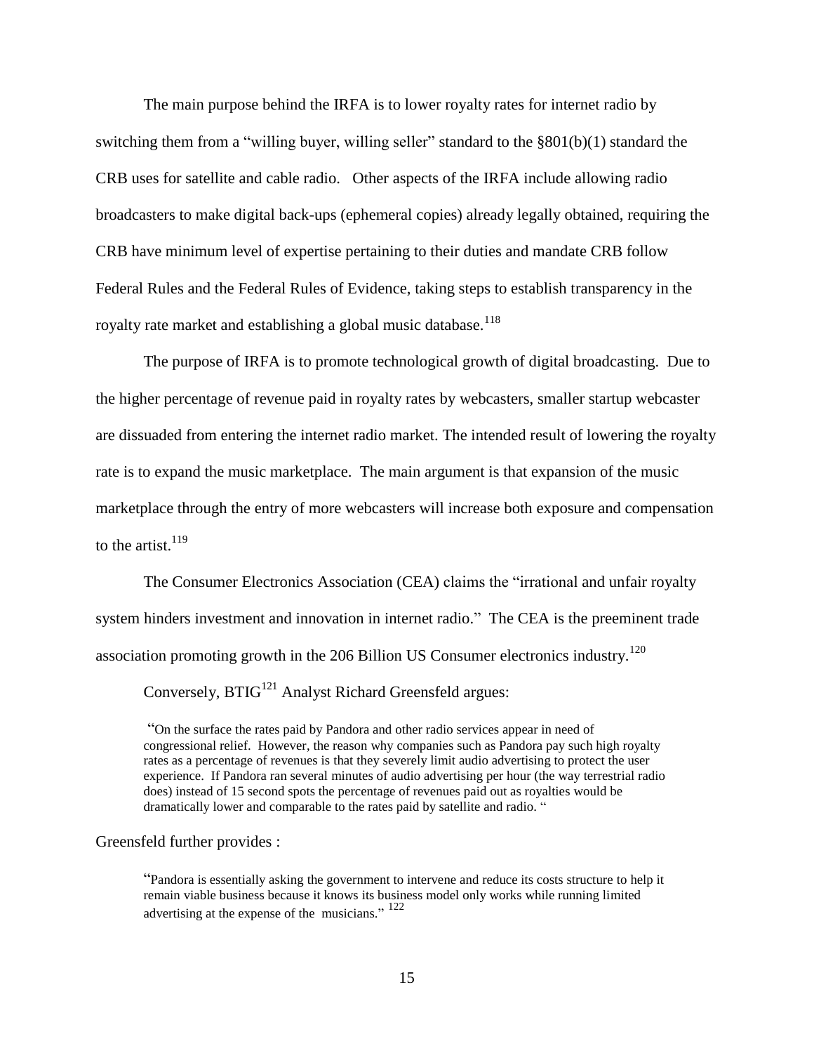The main purpose behind the IRFA is to lower royalty rates for internet radio by switching them from a "willing buyer, willing seller" standard to the §801(b)(1) standard the CRB uses for satellite and cable radio. Other aspects of the IRFA include allowing radio broadcasters to make digital back-ups (ephemeral copies) already legally obtained, requiring the CRB have minimum level of expertise pertaining to their duties and mandate CRB follow Federal Rules and the Federal Rules of Evidence, taking steps to establish transparency in the royalty rate market and establishing a global music database.[118]

The purpose of IRFA is to promote technological growth of digital broadcasting. Due to the higher percentage of revenue paid in royalty rates by webcasters, smaller startup webcaster are dissuaded from entering the internet radio market. The intended result of lowering the royalty rate is to expand the music marketplace. The main argument is that expansion of the music marketplace through the entry of more webcasters will increase both exposure and compensation to the artist.[119]

The Consumer Electronics Association (CEA) claims the "irrational and unfair royalty system hinders investment and innovation in internet radio." The CEA is the preeminent trade association promoting growth in the 206 Billion US Consumer electronics industry.[120]

Conversely, BTIG[121] Analyst Richard Greensfeld argues:

> "On the surface the rates paid by Pandora and other radio services appear in need of congressional relief. However, the reason why companies such as Pandora pay such high royalty rates as a percentage of revenues is that they severely limit audio advertising to protect the user experience. If Pandora ran several minutes of audio advertising per hour (the way terrestrial radio does) instead of 15 second spots the percentage of revenues paid out as royalties would be dramatically lower and comparable to the rates paid by satellite and radio. "

Greensfeld further provides :

> "Pandora is essentially asking the government to intervene and reduce its costs structure to help it remain viable business because it knows its business model only works while running limited advertising at the expense of the musicians." [122]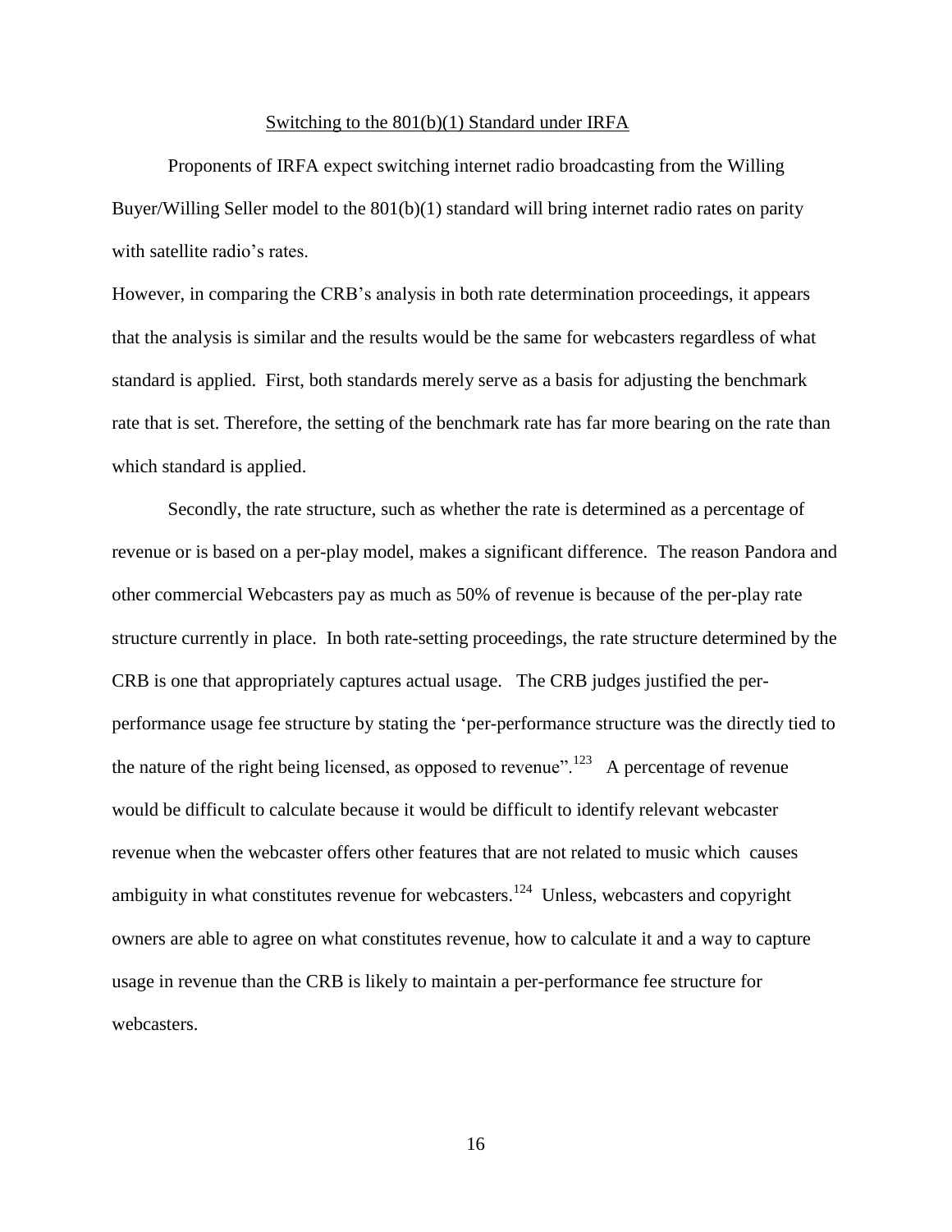## Switching to the 801(b)(1) Standard under IRFA

Proponents of IRFA expect switching internet radio broadcasting from the Willing Buyer/Willing Seller model to the 801(b)(1) standard will bring internet radio rates on parity with satellite radio's rates.

However, in comparing the CRB's analysis in both rate determination proceedings, it appears that the analysis is similar and the results would be the same for webcasters regardless of what standard is applied. First, both standards merely serve as a basis for adjusting the benchmark rate that is set. Therefore, the setting of the benchmark rate has far more bearing on the rate than which standard is applied.

Secondly, the rate structure, such as whether the rate is determined as a percentage of revenue or is based on a per-play model, makes a significant difference. The reason Pandora and other commercial Webcasters pay as much as 50% of revenue is because of the per-play rate structure currently in place. In both rate-setting proceedings, the rate structure determined by the CRB is one that appropriately captures actual usage. The CRB judges justified the per-performance usage fee structure by stating the 'per-performance structure was the directly tied to the nature of the right being licensed, as opposed to revenue".[123] A percentage of revenue would be difficult to calculate because it would be difficult to identify relevant webcaster revenue when the webcaster offers other features that are not related to music which causes ambiguity in what constitutes revenue for webcasters.[124] Unless, webcasters and copyright owners are able to agree on what constitutes revenue, how to calculate it and a way to capture usage in revenue than the CRB is likely to maintain a per-performance fee structure for webcasters.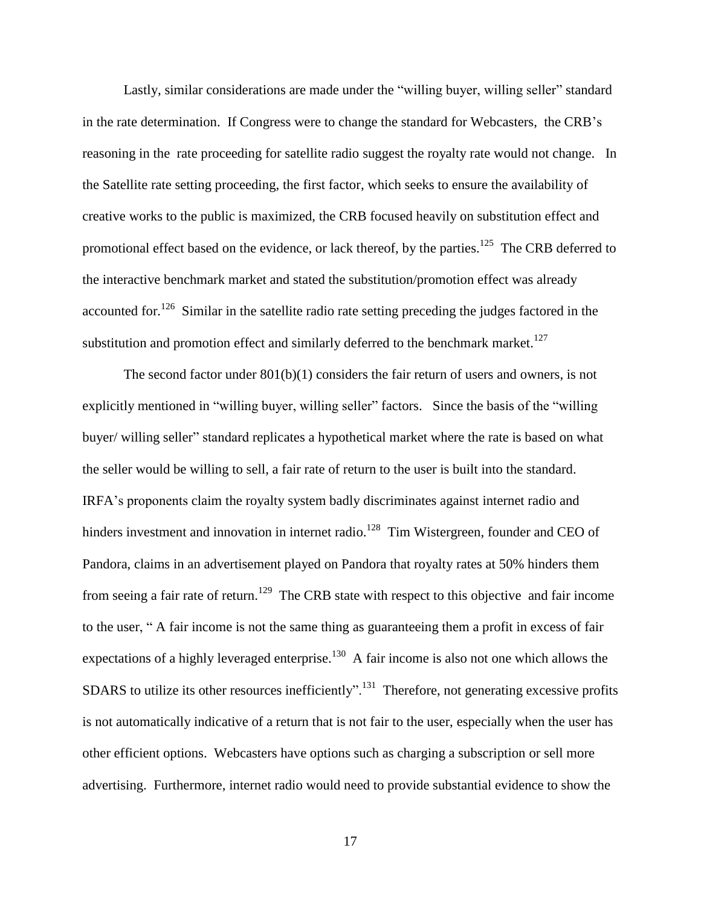Lastly, similar considerations are made under the "willing buyer, willing seller" standard in the rate determination. If Congress were to change the standard for Webcasters, the CRB's reasoning in the rate proceeding for satellite radio suggest the royalty rate would not change. In the Satellite rate setting proceeding, the first factor, which seeks to ensure the availability of creative works to the public is maximized, the CRB focused heavily on substitution effect and promotional effect based on the evidence, or lack thereof, by the parties.[125] The CRB deferred to the interactive benchmark market and stated the substitution/promotion effect was already accounted for.[126] Similar in the satellite radio rate setting preceding the judges factored in the substitution and promotion effect and similarly deferred to the benchmark market.[127]

The second factor under 801(b)(1) considers the fair return of users and owners, is not explicitly mentioned in "willing buyer, willing seller" factors. Since the basis of the "willing buyer/ willing seller" standard replicates a hypothetical market where the rate is based on what the seller would be willing to sell, a fair rate of return to the user is built into the standard. IRFA's proponents claim the royalty system badly discriminates against internet radio and hinders investment and innovation in internet radio.[128] Tim Wistergreen, founder and CEO of Pandora, claims in an advertisement played on Pandora that royalty rates at 50% hinders them from seeing a fair rate of return.[129] The CRB state with respect to this objective and fair income to the user, " A fair income is not the same thing as guaranteeing them a profit in excess of fair expectations of a highly leveraged enterprise.[130] A fair income is also not one which allows the SDARS to utilize its other resources inefficiently".[131] Therefore, not generating excessive profits is not automatically indicative of a return that is not fair to the user, especially when the user has other efficient options. Webcasters have options such as charging a subscription or sell more advertising. Furthermore, internet radio would need to provide substantial evidence to show the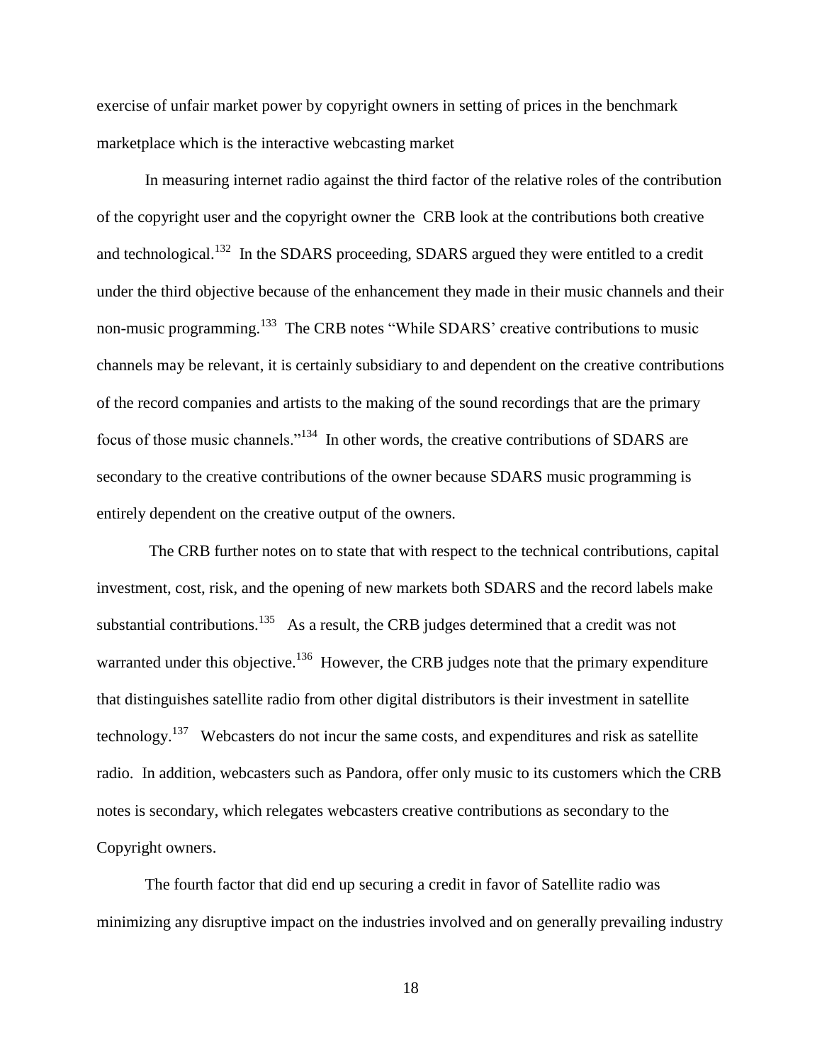exercise of unfair market power by copyright owners in setting of prices in the benchmark marketplace which is the interactive webcasting market

In measuring internet radio against the third factor of the relative roles of the contribution of the copyright user and the copyright owner the CRB look at the contributions both creative and technological.[132] In the SDARS proceeding, SDARS argued they were entitled to a credit under the third objective because of the enhancement they made in their music channels and their non-music programming.[133] The CRB notes "While SDARS' creative contributions to music channels may be relevant, it is certainly subsidiary to and dependent on the creative contributions of the record companies and artists to the making of the sound recordings that are the primary focus of those music channels."[134] In other words, the creative contributions of SDARS are secondary to the creative contributions of the owner because SDARS music programming is entirely dependent on the creative output of the owners.

The CRB further notes on to state that with respect to the technical contributions, capital investment, cost, risk, and the opening of new markets both SDARS and the record labels make substantial contributions.[135] As a result, the CRB judges determined that a credit was not warranted under this objective.[136] However, the CRB judges note that the primary expenditure that distinguishes satellite radio from other digital distributors is their investment in satellite technology.[137] Webcasters do not incur the same costs, and expenditures and risk as satellite radio. In addition, webcasters such as Pandora, offer only music to its customers which the CRB notes is secondary, which relegates webcasters creative contributions as secondary to the Copyright owners.

The fourth factor that did end up securing a credit in favor of Satellite radio was minimizing any disruptive impact on the industries involved and on generally prevailing industry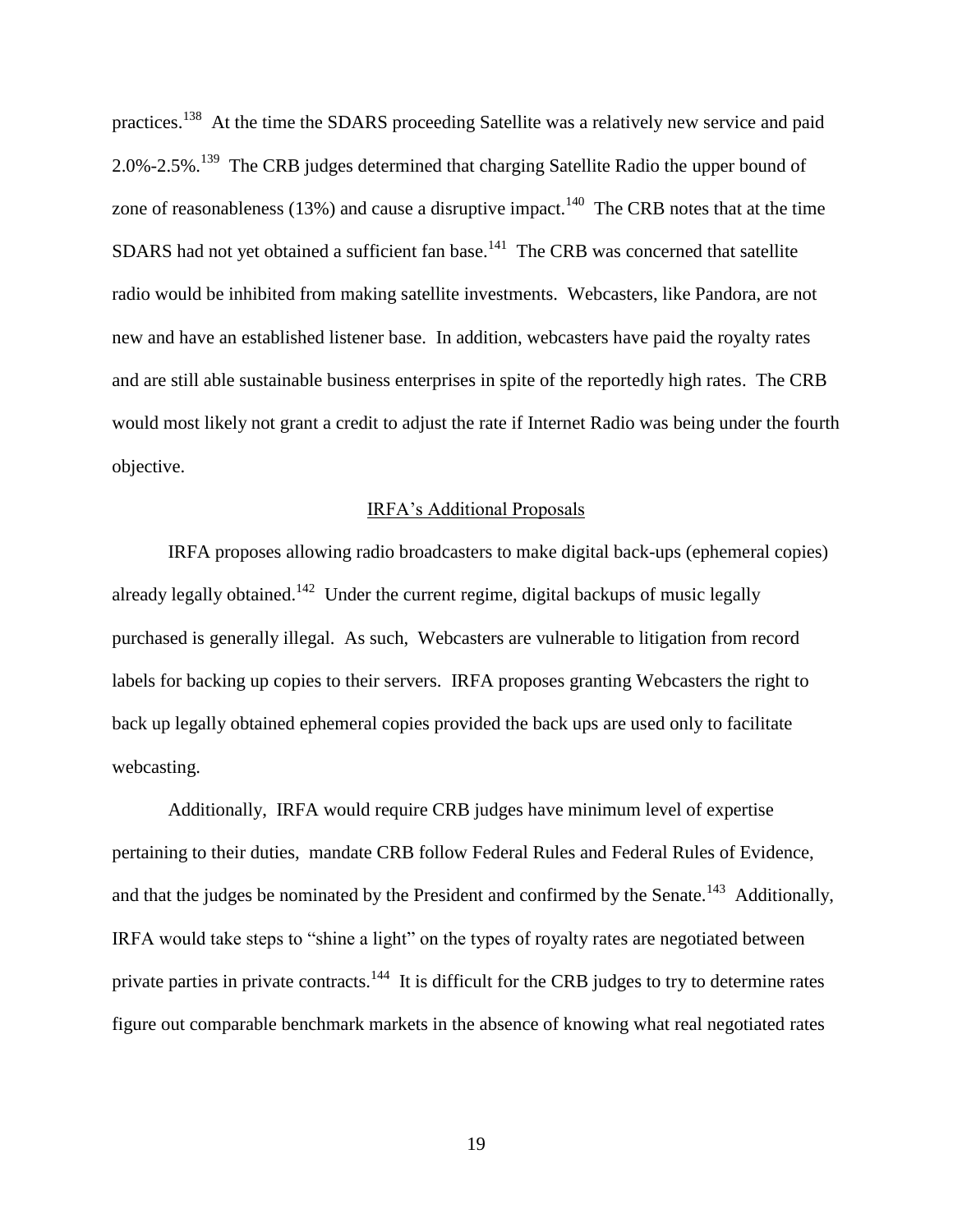practices.[138] At the time the SDARS proceeding Satellite was a relatively new service and paid 2.0%-2.5%.[139] The CRB judges determined that charging Satellite Radio the upper bound of zone of reasonableness (13%) and cause a disruptive impact.[140] The CRB notes that at the time SDARS had not yet obtained a sufficient fan base.[141] The CRB was concerned that satellite radio would be inhibited from making satellite investments. Webcasters, like Pandora, are not new and have an established listener base. In addition, webcasters have paid the royalty rates and are still able sustainable business enterprises in spite of the reportedly high rates. The CRB would most likely not grant a credit to adjust the rate if Internet Radio was being under the fourth objective.

## IRFA's Additional Proposals

IRFA proposes allowing radio broadcasters to make digital back-ups (ephemeral copies) already legally obtained.[142] Under the current regime, digital backups of music legally purchased is generally illegal. As such, Webcasters are vulnerable to litigation from record labels for backing up copies to their servers. IRFA proposes granting Webcasters the right to back up legally obtained ephemeral copies provided the back ups are used only to facilitate webcasting.

Additionally, IRFA would require CRB judges have minimum level of expertise pertaining to their duties, mandate CRB follow Federal Rules and Federal Rules of Evidence, and that the judges be nominated by the President and confirmed by the Senate.[143] Additionally, IRFA would take steps to "shine a light" on the types of royalty rates are negotiated between private parties in private contracts.[144] It is difficult for the CRB judges to try to determine rates figure out comparable benchmark markets in the absence of knowing what real negotiated rates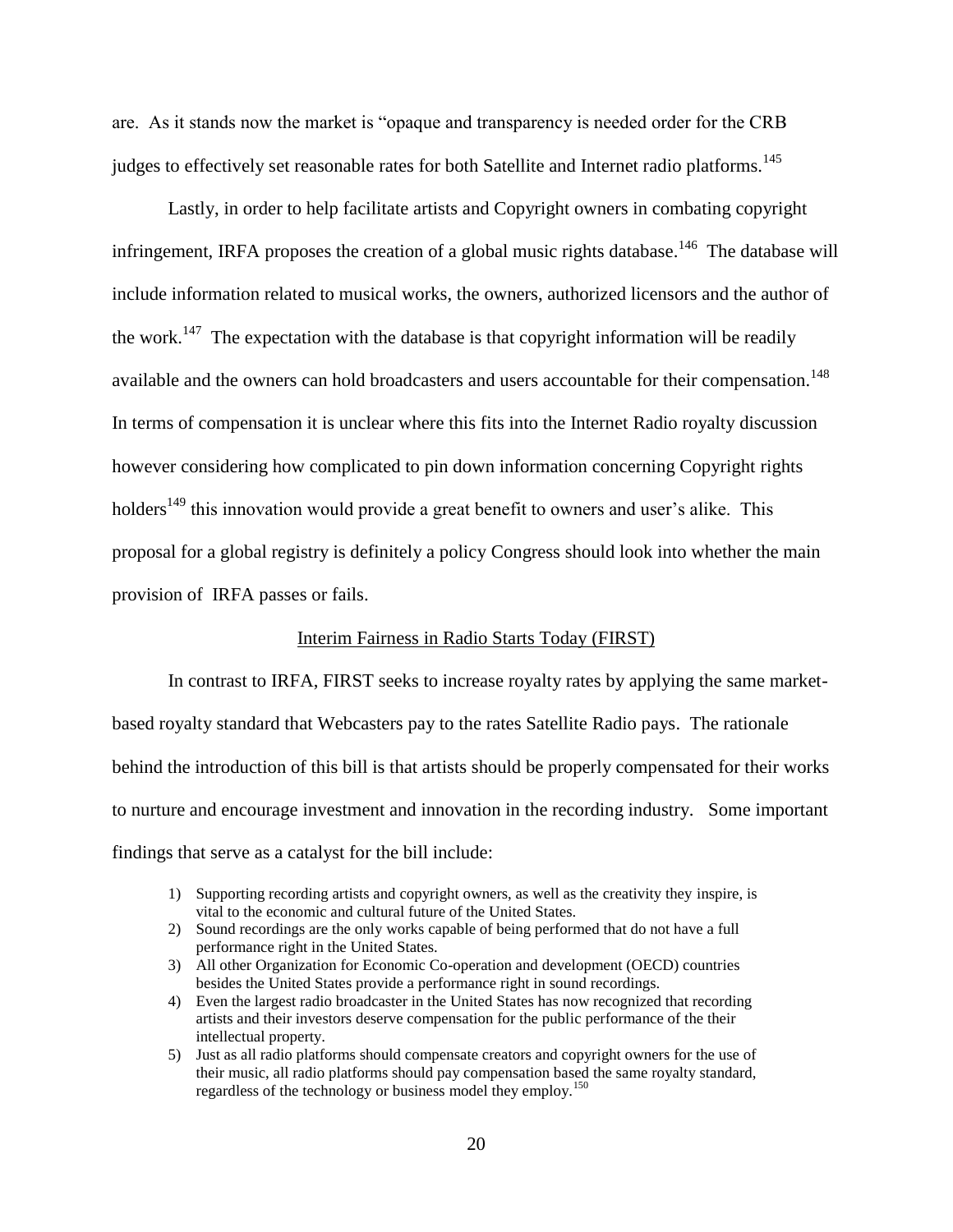are. As it stands now the market is "opaque and transparency is needed order for the CRB judges to effectively set reasonable rates for both Satellite and Internet radio platforms.[145]

Lastly, in order to help facilitate artists and Copyright owners in combating copyright infringement, IRFA proposes the creation of a global music rights database.[146] The database will include information related to musical works, the owners, authorized licensors and the author of the work.[147] The expectation with the database is that copyright information will be readily available and the owners can hold broadcasters and users accountable for their compensation.[148] In terms of compensation it is unclear where this fits into the Internet Radio royalty discussion however considering how complicated to pin down information concerning Copyright rights holders[149] this innovation would provide a great benefit to owners and user's alike. This proposal for a global registry is definitely a policy Congress should look into whether the main provision of IRFA passes or fails.

<u>Interim Fairness in Radio Starts Today (FIRST)</u>

In contrast to IRFA, FIRST seeks to increase royalty rates by applying the same market-based royalty standard that Webcasters pay to the rates Satellite Radio pays. The rationale behind the introduction of this bill is that artists should be properly compensated for their works to nurture and encourage investment and innovation in the recording industry. Some important findings that serve as a catalyst for the bill include:

1) Supporting recording artists and copyright owners, as well as the creativity they inspire, is vital to the economic and cultural future of the United States.
2) Sound recordings are the only works capable of being performed that do not have a full performance right in the United States.
3) All other Organization for Economic Co-operation and development (OECD) countries besides the United States provide a performance right in sound recordings.
4) Even the largest radio broadcaster in the United States has now recognized that recording artists and their investors deserve compensation for the public performance of the their intellectual property.
5) Just as all radio platforms should compensate creators and copyright owners for the use of their music, all radio platforms should pay compensation based the same royalty standard, regardless of the technology or business model they employ.[150]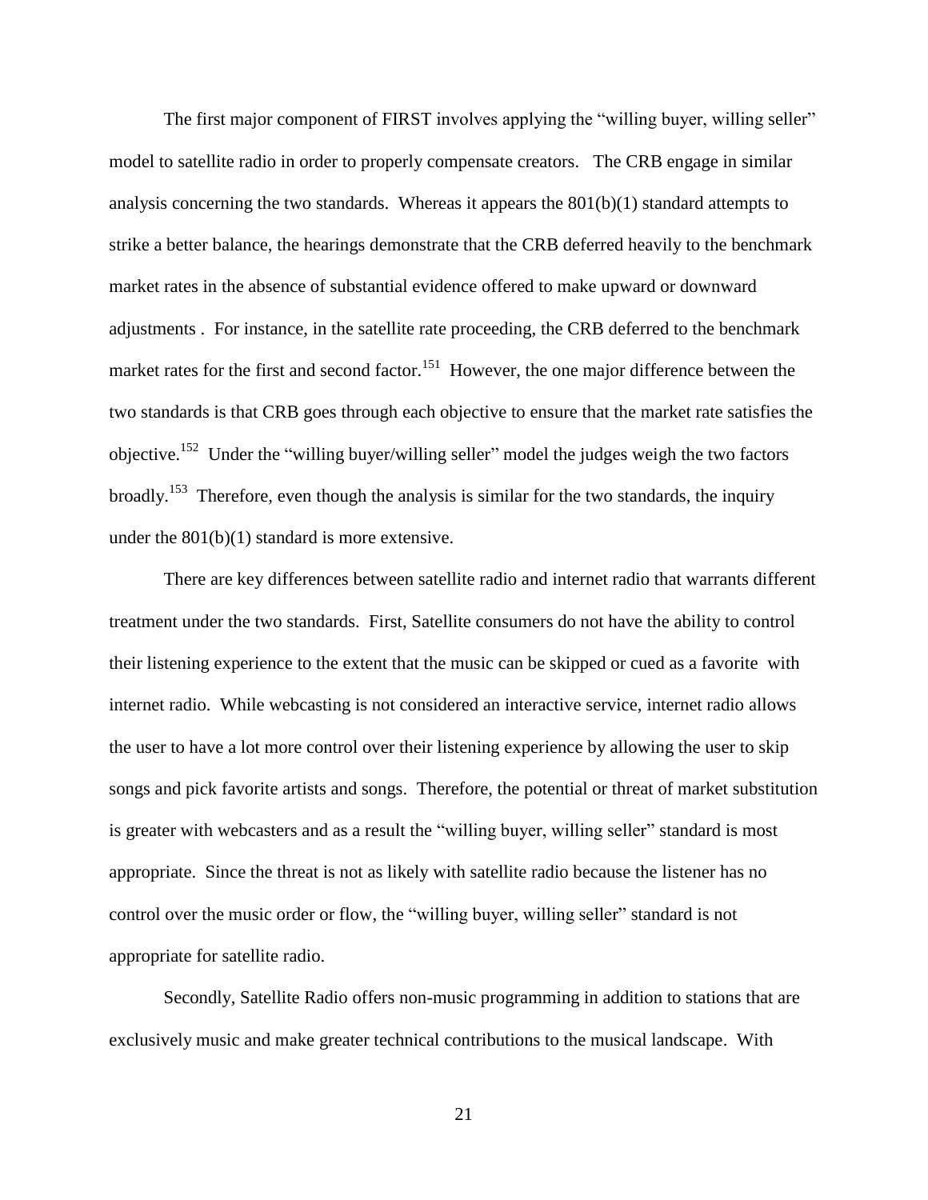The first major component of FIRST involves applying the "willing buyer, willing seller" model to satellite radio in order to properly compensate creators. The CRB engage in similar analysis concerning the two standards. Whereas it appears the 801(b)(1) standard attempts to strike a better balance, the hearings demonstrate that the CRB deferred heavily to the benchmark market rates in the absence of substantial evidence offered to make upward or downward adjustments . For instance, in the satellite rate proceeding, the CRB deferred to the benchmark market rates for the first and second factor.[151] However, the one major difference between the two standards is that CRB goes through each objective to ensure that the market rate satisfies the objective.[152] Under the "willing buyer/willing seller" model the judges weigh the two factors broadly.[153] Therefore, even though the analysis is similar for the two standards, the inquiry under the 801(b)(1) standard is more extensive.

There are key differences between satellite radio and internet radio that warrants different treatment under the two standards. First, Satellite consumers do not have the ability to control their listening experience to the extent that the music can be skipped or cued as a favorite with internet radio. While webcasting is not considered an interactive service, internet radio allows the user to have a lot more control over their listening experience by allowing the user to skip songs and pick favorite artists and songs. Therefore, the potential or threat of market substitution is greater with webcasters and as a result the "willing buyer, willing seller" standard is most appropriate. Since the threat is not as likely with satellite radio because the listener has no control over the music order or flow, the "willing buyer, willing seller" standard is not appropriate for satellite radio.

Secondly, Satellite Radio offers non-music programming in addition to stations that are exclusively music and make greater technical contributions to the musical landscape. With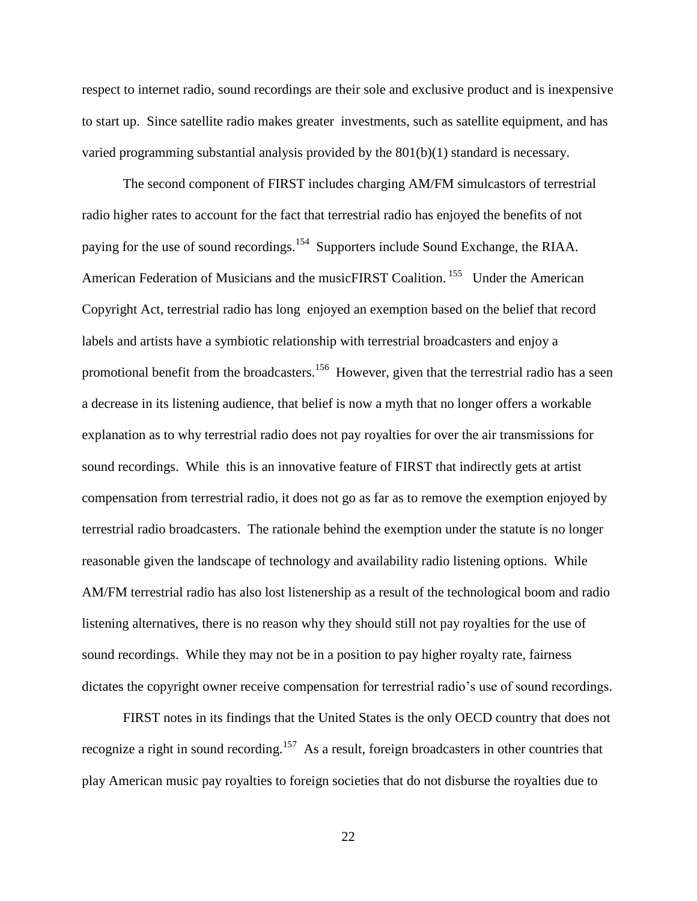respect to internet radio, sound recordings are their sole and exclusive product and is inexpensive to start up. Since satellite radio makes greater investments, such as satellite equipment, and has varied programming substantial analysis provided by the 801(b)(1) standard is necessary.

The second component of FIRST includes charging AM/FM simulcastors of terrestrial radio higher rates to account for the fact that terrestrial radio has enjoyed the benefits of not paying for the use of sound recordings.[154] Supporters include Sound Exchange, the RIAA. American Federation of Musicians and the musicFIRST Coalition.[155] Under the American Copyright Act, terrestrial radio has long enjoyed an exemption based on the belief that record labels and artists have a symbiotic relationship with terrestrial broadcasters and enjoy a promotional benefit from the broadcasters.[156] However, given that the terrestrial radio has a seen a decrease in its listening audience, that belief is now a myth that no longer offers a workable explanation as to why terrestrial radio does not pay royalties for over the air transmissions for sound recordings. While this is an innovative feature of FIRST that indirectly gets at artist compensation from terrestrial radio, it does not go as far as to remove the exemption enjoyed by terrestrial radio broadcasters. The rationale behind the exemption under the statute is no longer reasonable given the landscape of technology and availability radio listening options. While AM/FM terrestrial radio has also lost listenership as a result of the technological boom and radio listening alternatives, there is no reason why they should still not pay royalties for the use of sound recordings. While they may not be in a position to pay higher royalty rate, fairness dictates the copyright owner receive compensation for terrestrial radio's use of sound recordings.

FIRST notes in its findings that the United States is the only OECD country that does not recognize a right in sound recording.[157] As a result, foreign broadcasters in other countries that play American music pay royalties to foreign societies that do not disburse the royalties due to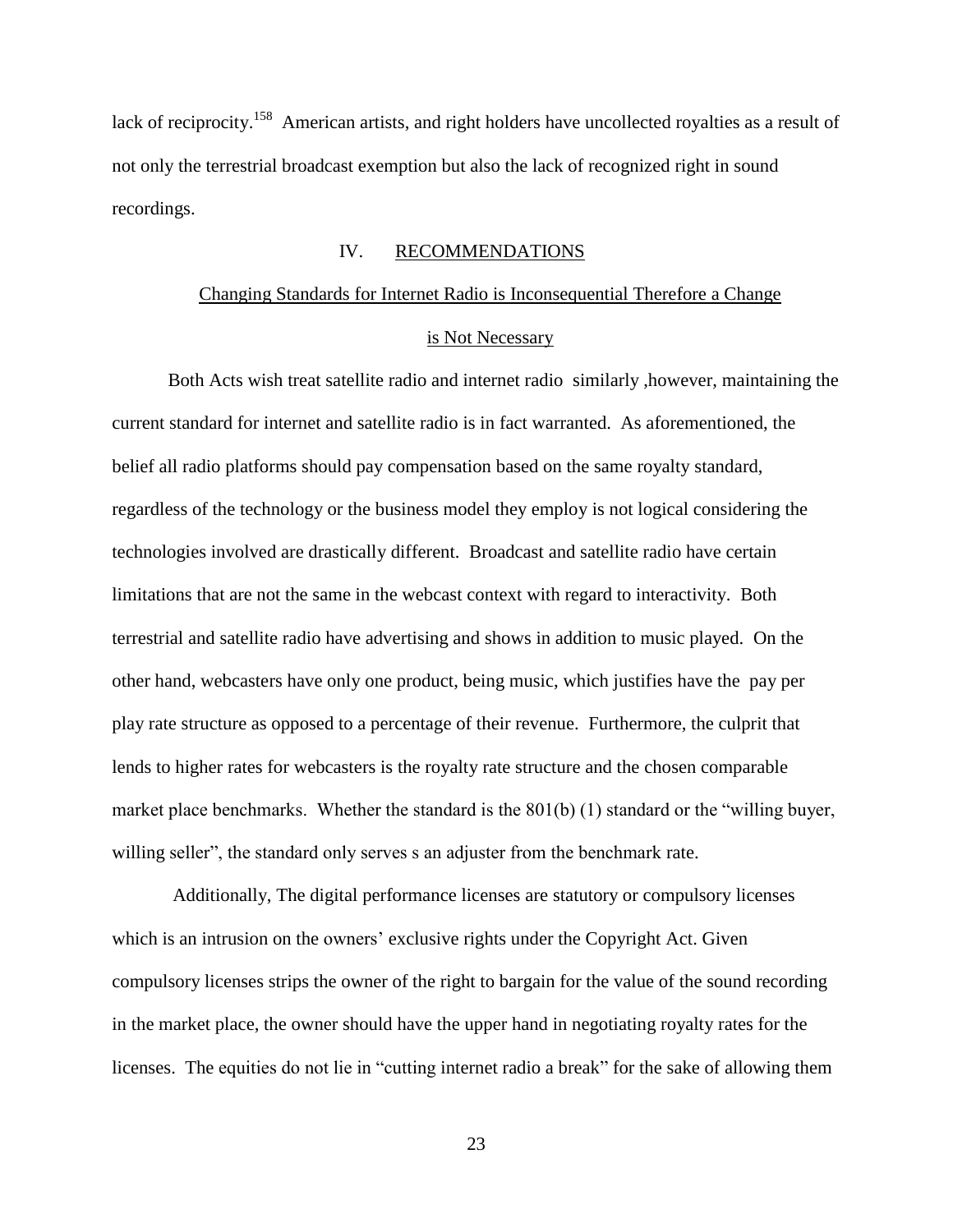lack of reciprocity.[158] American artists, and right holders have uncollected royalties as a result of not only the terrestrial broadcast exemption but also the lack of recognized right in sound recordings.

## IV. RECOMMENDATIONS

### Changing Standards for Internet Radio is Inconsequential Therefore a Change is Not Necessary

Both Acts wish treat satellite radio and internet radio similarly ,however, maintaining the current standard for internet and satellite radio is in fact warranted. As aforementioned, the belief all radio platforms should pay compensation based on the same royalty standard, regardless of the technology or the business model they employ is not logical considering the technologies involved are drastically different. Broadcast and satellite radio have certain limitations that are not the same in the webcast context with regard to interactivity. Both terrestrial and satellite radio have advertising and shows in addition to music played. On the other hand, webcasters have only one product, being music, which justifies have the pay per play rate structure as opposed to a percentage of their revenue. Furthermore, the culprit that lends to higher rates for webcasters is the royalty rate structure and the chosen comparable market place benchmarks. Whether the standard is the 801(b) (1) standard or the "willing buyer, willing seller", the standard only serves s an adjuster from the benchmark rate.

Additionally, The digital performance licenses are statutory or compulsory licenses which is an intrusion on the owners' exclusive rights under the Copyright Act. Given compulsory licenses strips the owner of the right to bargain for the value of the sound recording in the market place, the owner should have the upper hand in negotiating royalty rates for the licenses. The equities do not lie in "cutting internet radio a break" for the sake of allowing them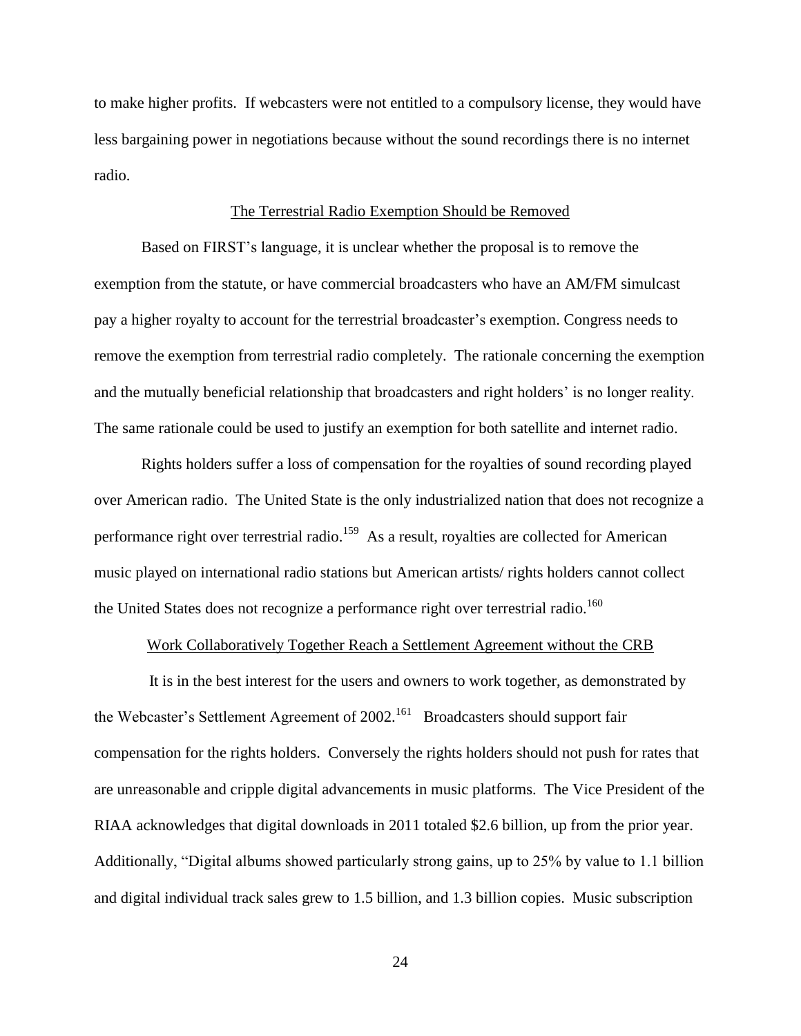to make higher profits. If webcasters were not entitled to a compulsory license, they would have less bargaining power in negotiations because without the sound recordings there is no internet radio.

## The Terrestrial Radio Exemption Should be Removed

Based on FIRST's language, it is unclear whether the proposal is to remove the exemption from the statute, or have commercial broadcasters who have an AM/FM simulcast pay a higher royalty to account for the terrestrial broadcaster's exemption. Congress needs to remove the exemption from terrestrial radio completely. The rationale concerning the exemption and the mutually beneficial relationship that broadcasters and right holders' is no longer reality. The same rationale could be used to justify an exemption for both satellite and internet radio.

Rights holders suffer a loss of compensation for the royalties of sound recording played over American radio. The United State is the only industrialized nation that does not recognize a performance right over terrestrial radio.[159] As a result, royalties are collected for American music played on international radio stations but American artists/ rights holders cannot collect the United States does not recognize a performance right over terrestrial radio.[160]

## Work Collaboratively Together Reach a Settlement Agreement without the CRB

It is in the best interest for the users and owners to work together, as demonstrated by the Webcaster's Settlement Agreement of 2002.[161] Broadcasters should support fair compensation for the rights holders. Conversely the rights holders should not push for rates that are unreasonable and cripple digital advancements in music platforms. The Vice President of the RIAA acknowledges that digital downloads in 2011 totaled $2.6 billion, up from the prior year. Additionally, "Digital albums showed particularly strong gains, up to 25% by value to 1.1 billion and digital individual track sales grew to 1.5 billion, and 1.3 billion copies. Music subscription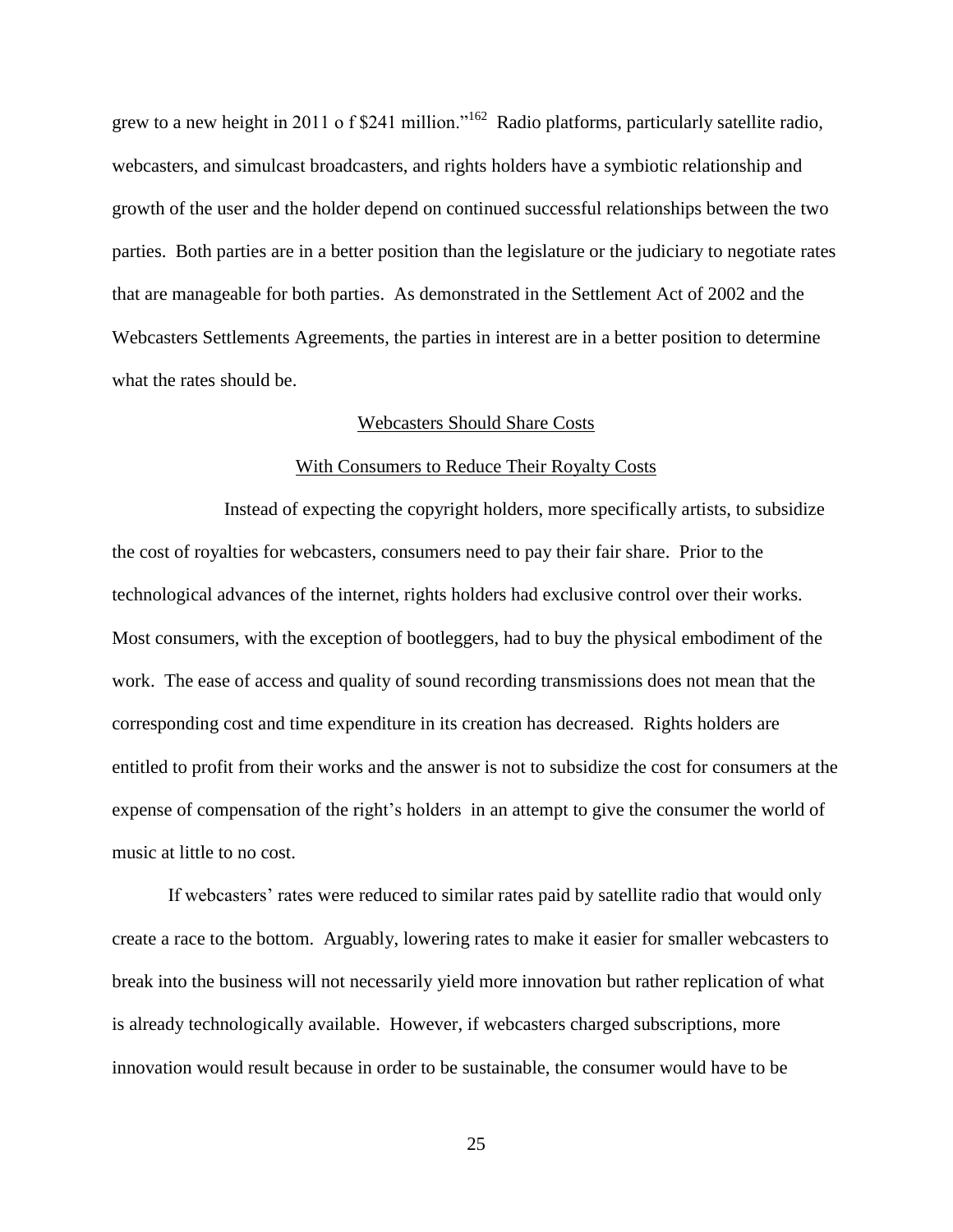grew to a new height in 2011 o f $241 million."[162] Radio platforms, particularly satellite radio, webcasters, and simulcast broadcasters, and rights holders have a symbiotic relationship and growth of the user and the holder depend on continued successful relationships between the two parties. Both parties are in a better position than the legislature or the judiciary to negotiate rates that are manageable for both parties. As demonstrated in the Settlement Act of 2002 and the Webcasters Settlements Agreements, the parties in interest are in a better position to determine what the rates should be.

## Webcasters Should Share Costs With Consumers to Reduce Their Royalty Costs

Instead of expecting the copyright holders, more specifically artists, to subsidize the cost of royalties for webcasters, consumers need to pay their fair share. Prior to the technological advances of the internet, rights holders had exclusive control over their works. Most consumers, with the exception of bootleggers, had to buy the physical embodiment of the work. The ease of access and quality of sound recording transmissions does not mean that the corresponding cost and time expenditure in its creation has decreased. Rights holders are entitled to profit from their works and the answer is not to subsidize the cost for consumers at the expense of compensation of the right's holders in an attempt to give the consumer the world of music at little to no cost.

If webcasters' rates were reduced to similar rates paid by satellite radio that would only create a race to the bottom. Arguably, lowering rates to make it easier for smaller webcasters to break into the business will not necessarily yield more innovation but rather replication of what is already technologically available. However, if webcasters charged subscriptions, more innovation would result because in order to be sustainable, the consumer would have to be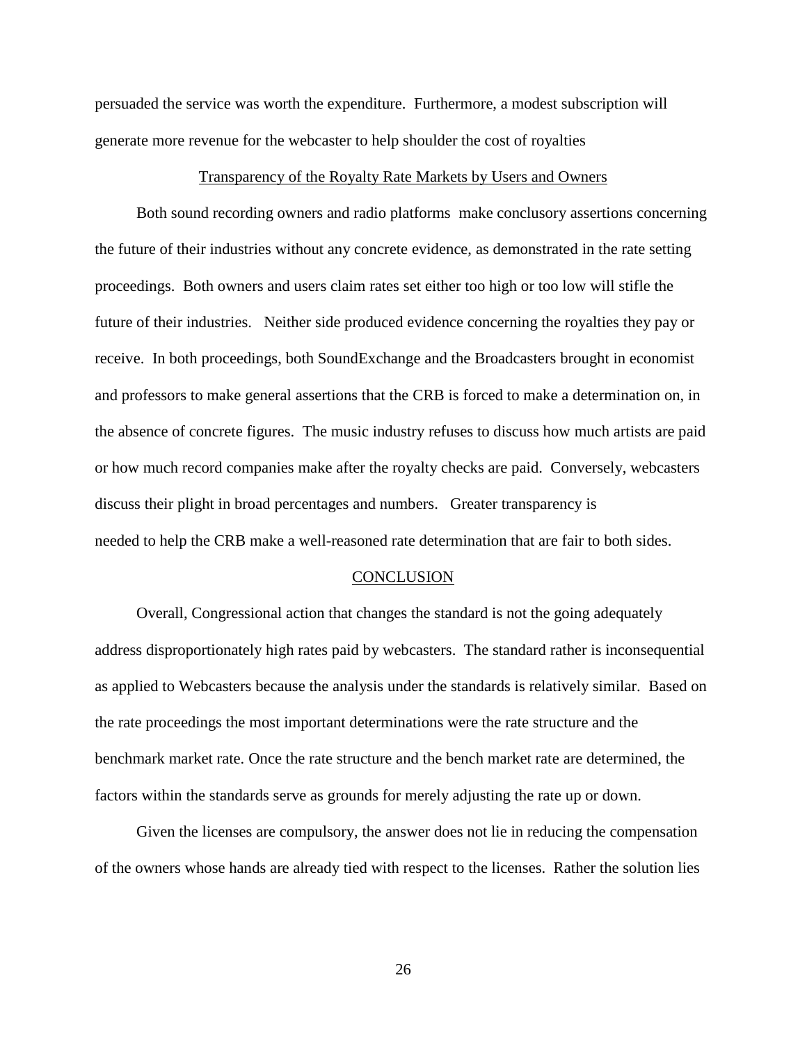persuaded the service was worth the expenditure. Furthermore, a modest subscription will generate more revenue for the webcaster to help shoulder the cost of royalties

### Transparency of the Royalty Rate Markets by Users and Owners

Both sound recording owners and radio platforms make conclusory assertions concerning the future of their industries without any concrete evidence, as demonstrated in the rate setting proceedings. Both owners and users claim rates set either too high or too low will stifle the future of their industries. Neither side produced evidence concerning the royalties they pay or receive. In both proceedings, both SoundExchange and the Broadcasters brought in economist and professors to make general assertions that the CRB is forced to make a determination on, in the absence of concrete figures. The music industry refuses to discuss how much artists are paid or how much record companies make after the royalty checks are paid. Conversely, webcasters discuss their plight in broad percentages and numbers. Greater transparency is needed to help the CRB make a well-reasoned rate determination that are fair to both sides.

## CONCLUSION

Overall, Congressional action that changes the standard is not the going adequately address disproportionately high rates paid by webcasters. The standard rather is inconsequential as applied to Webcasters because the analysis under the standards is relatively similar. Based on the rate proceedings the most important determinations were the rate structure and the benchmark market rate. Once the rate structure and the bench market rate are determined, the factors within the standards serve as grounds for merely adjusting the rate up or down.

Given the licenses are compulsory, the answer does not lie in reducing the compensation of the owners whose hands are already tied with respect to the licenses. Rather the solution lies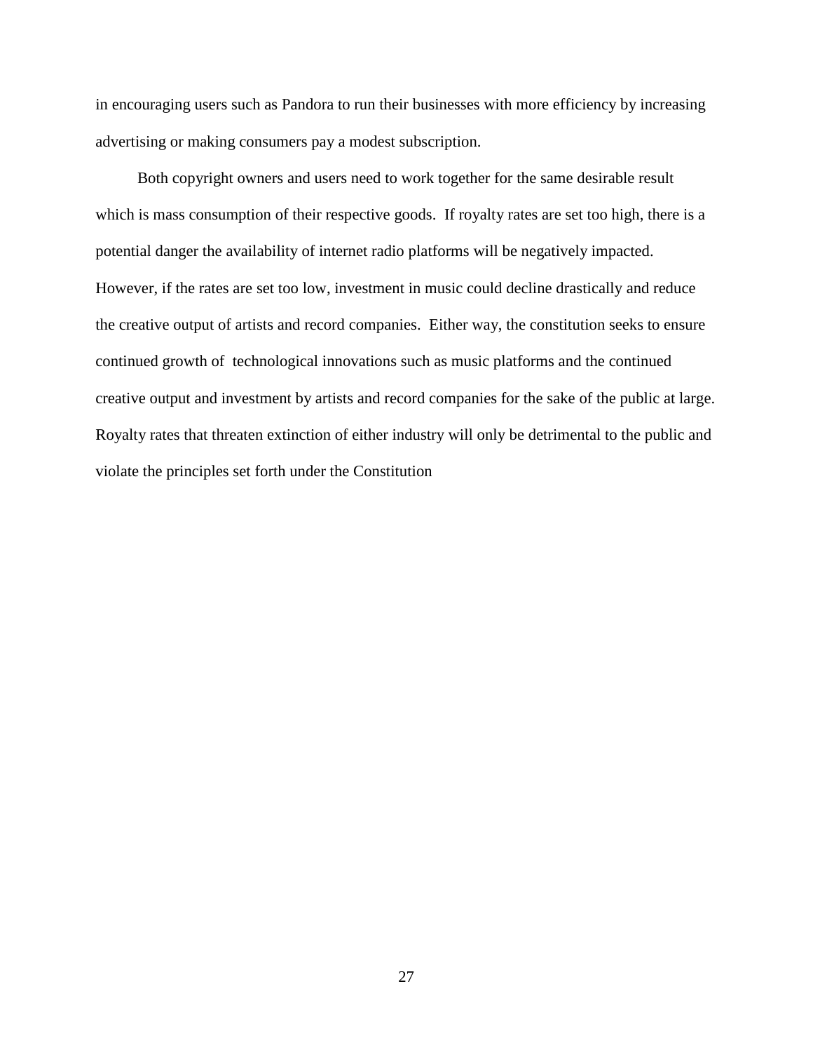in encouraging users such as Pandora to run their businesses with more efficiency by increasing advertising or making consumers pay a modest subscription.

Both copyright owners and users need to work together for the same desirable result which is mass consumption of their respective goods. If royalty rates are set too high, there is a potential danger the availability of internet radio platforms will be negatively impacted. However, if the rates are set too low, investment in music could decline drastically and reduce the creative output of artists and record companies. Either way, the constitution seeks to ensure continued growth of technological innovations such as music platforms and the continued creative output and investment by artists and record companies for the sake of the public at large. Royalty rates that threaten extinction of either industry will only be detrimental to the public and violate the principles set forth under the Constitution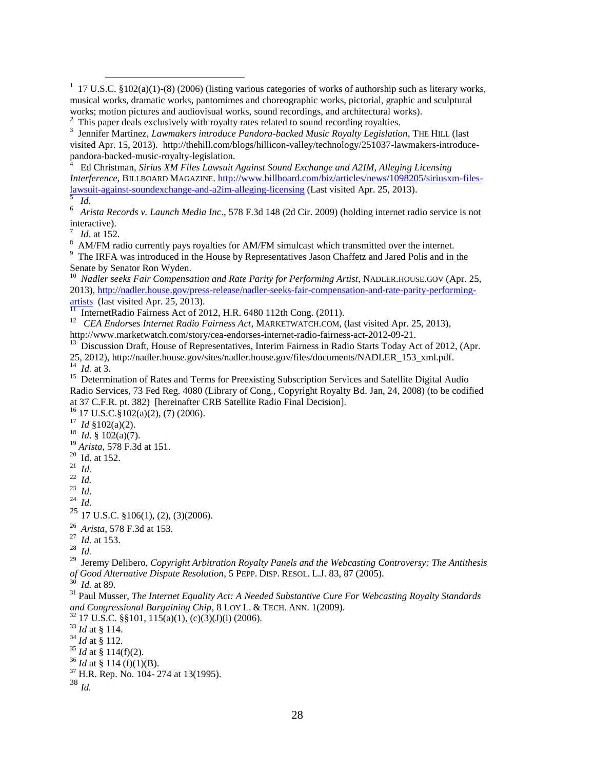[1] 17 U.S.C. §102(a)(1)-(8) (2006) (listing various categories of works of authorship such as literary works, musical works, dramatic works, pantomimes and choreographic works, pictorial, graphic and sculptural works; motion pictures and audiovisual works, sound recordings, and architectural works).

[2] This paper deals exclusively with royalty rates related to sound recording royalties.

[3] Jennifer Martinez, *Lawmakers introduce Pandora-backed Music Royalty Legislation*, THE HILL (last visited Apr. 15, 2013). http://thehill.com/blogs/hillicon-valley/technology/251037-lawmakers-introduce-pandora-backed-music-royalty-legislation.

[4] Ed Christman, *Sirius XM Files Lawsuit Against Sound Exchange and A2IM, Alleging Licensing Interference,* BILLBOARD MAGAZINE. http://www.billboard.com/biz/articles/news/1098205/siriusxm-files-lawsuit-against-soundexchange-and-a2im-alleging-licensing (Last visited Apr. 25, 2013).

[5] *Id*.

[6] *Arista Records v. Launch Media Inc*., 578 F.3d 148 (2d Cir. 2009) (holding internet radio service is not interactive).

[7] *Id*. at 152.

[8] AM/FM radio currently pays royalties for AM/FM simulcast which transmitted over the internet.

[9] The IRFA was introduced in the House by Representatives Jason Chaffetz and Jared Polis and in the Senate by Senator Ron Wyden.

[10] *Nadler seeks Fair Compensation and Rate Parity for Performing Artist*, NADLER.HOUSE.GOV (Apr. 25, 2013), http://nadler.house.gov/press-release/nadler-seeks-fair-compensation-and-rate-parity-performing-artists (last visited Apr. 25, 2013).

[11] InternetRadio Fairness Act of 2012, H.R. 6480 112th Cong. (2011).

[12] *CEA Endorses Internet Radio Fairness Act*, MARKETWATCH.COM, (last visited Apr. 25, 2013), http://www.marketwatch.com/story/cea-endorses-internet-radio-fairness-act-2012-09-21.

[13] Discussion Draft, House of Representatives, Interim Fairness in Radio Starts Today Act of 2012, (Apr. 25, 2012), http://nadler.house.gov/sites/nadler.house.gov/files/documents/NADLER_153_xml.pdf.

[14] *Id.* at 3.

[15] Determination of Rates and Terms for Preexisting Subscription Services and Satellite Digital Audio Radio Services, 73 Fed Reg. 4080 (Library of Cong., Copyright Royalty Bd. Jan, 24, 2008) (to be codified at 37 C.F.R. pt. 382) [hereinafter CRB Satellite Radio Final Decision].

[16] 17 U.S.C.§102(a)(2), (7) (2006).

[17] *Id* §102(a)(2).

[18] *Id*. § 102(a)(7).

[19] *Arista*, 578 F.3d at 151.

[20] Id. at 152.

[21] *Id*.

[22] *Id.*

[23] *Id*.

[24] *Id*.

[25] 17 U.S.C. §106(1), (2), (3)(2006).

[26] *Arista*, 578 F.3d at 153.

[27] *Id.* at 153.

[28] *Id.*

[29] Jeremy Delibero, *Copyright Arbitration Royalty Panels and the Webcasting Controversy: The Antithesis of Good Alternative Dispute Resolution*, 5 PEPP. DISP. RESOL. L.J. 83, 87 (2005).

[30] *Id.* at 89.

[31] Paul Musser, *The Internet Equality Act: A Needed Substantive Cure For Webcasting Royalty Standards and Congressional Bargaining Chip,* 8 LOY L. & TECH. ANN. 1(2009).

[32] 17 U.S.C. §§101, 115(a)(1), (c)(3)(J)(i) (2006).

[33] *Id* at § 114.

[34] *Id* at § 112.

[35] *Id* at § 114(f)(2).

[36] *Id* at § 114 (f)(1)(B).

[37] H.R. Rep. No. 104- 274 at 13(1995).

[38] *Id.*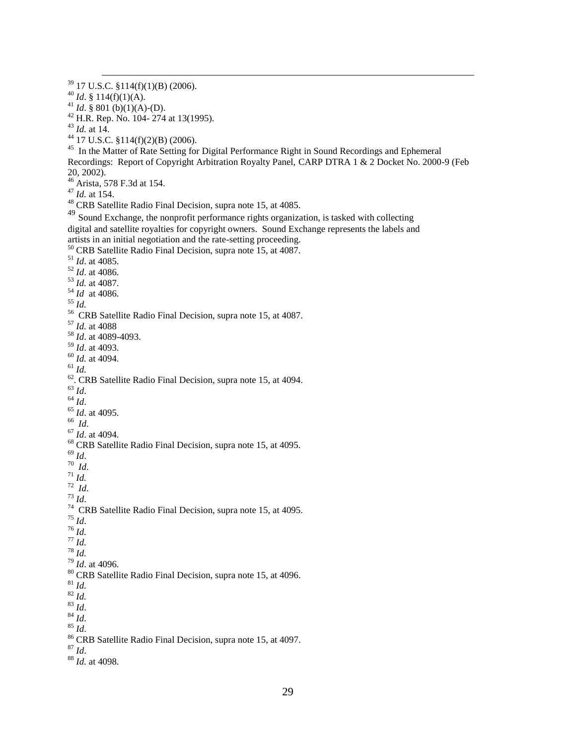[39] 17 U.S.C. §114(f)(1)(B) (2006).
[40] *Id*. § 114(f)(1)(A).
[41] *Id*. § 801 (b)(1)(A)-(D).
[42] H.R. Rep. No. 104- 274 at 13(1995).
[43] *Id.* at 14.
[44] 17 U.S.C. §114(f)(2)(B) (2006).
[45] In the Matter of Rate Setting for Digital Performance Right in Sound Recordings and Ephemeral Recordings: Report of Copyright Arbitration Royalty Panel, CARP DTRA 1 & 2 Docket No. 2000-9 (Feb 20, 2002).
[46] Arista, 578 F.3d at 154.
[47] *Id.* at 154.
[48] CRB Satellite Radio Final Decision, supra note 15, at 4085.
[49] Sound Exchange, the nonprofit performance rights organization, is tasked with collecting digital and satellite royalties for copyright owners. Sound Exchange represents the labels and artists in an initial negotiation and the rate-setting proceeding.
[50] CRB Satellite Radio Final Decision, supra note 15, at 4087.
[51] *Id*. at 4085.
[52] *Id*. at 4086.
[53] *Id.* at 4087.
[54] *Id* at 4086.
[55] *Id.*
[56] CRB Satellite Radio Final Decision, supra note 15, at 4087.
[57] *Id.* at 4088
[58] *Id*. at 4089-4093.
[59] *Id*. at 4093.
[60] *Id.* at 4094.
[61] *Id.*
[62]. CRB Satellite Radio Final Decision, supra note 15, at 4094.
[63] *Id*.
[64] *Id*.
[65] *Id*. at 4095.
[66] *Id*.
[67] *Id*. at 4094.
[68] CRB Satellite Radio Final Decision, supra note 15, at 4095.
[69] *Id*.
[70] *Id*.
[71] *Id.*
[72] *Id*.
[73] *Id*.
[74] CRB Satellite Radio Final Decision, supra note 15, at 4095.
[75] *Id*.
[76] *Id.*
[77] *Id.*
[78] *Id.*
[79] *Id*. at 4096.
[80] CRB Satellite Radio Final Decision, supra note 15, at 4096.
[81] *Id.*
[82] *Id.*
[83] *Id*.
[84] *Id*.
[85] *Id*.
[86] CRB Satellite Radio Final Decision, supra note 15, at 4097.
[87] *Id*.
[88] *Id.* at 4098.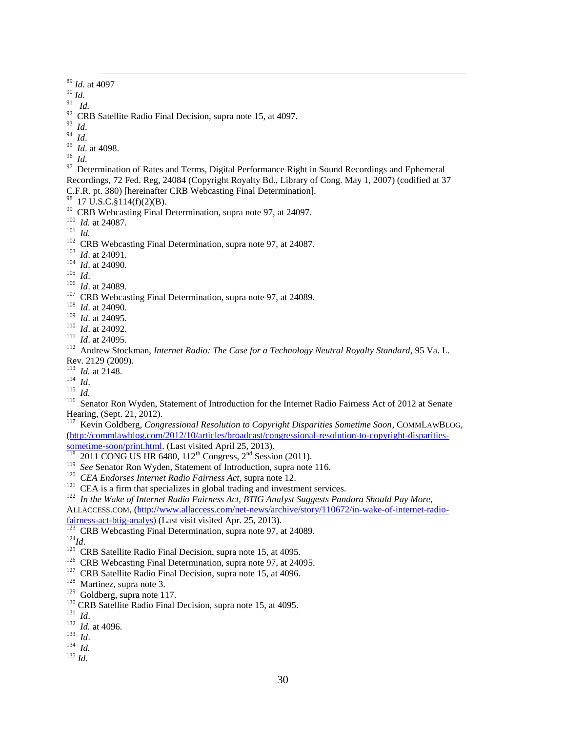[89] *Id*. at 4097

[90] *Id*.

[91] *Id.*

[92] CRB Satellite Radio Final Decision, supra note 15, at 4097.

[93] *Id*.

[94] *Id*.

[95] *Id*. at 4098.

[96] *Id*.

[97] Determination of Rates and Terms, Digital Performance Right in Sound Recordings and Ephemeral Recordings, 72 Fed. Reg, 24084 (Copyright Royalty Bd., Library of Cong. May 1, 2007) (codified at 37 C.F.R. pt. 380) [hereinafter CRB Webcasting Final Determination].

[98] 17 U.S.C.§114(f)(2)(B).

[99] CRB Webcasting Final Determination, supra note 97, at 24097.

[100] *Id.* at 24087.

[101] *Id.*

[102] CRB Webcasting Final Determination, supra note 97, at 24087.

[103] *Id*. at 24091.

[104] *Id*. at 24090.

[105] *Id*.

[106] *Id*. at 24089.

[107] CRB Webcasting Final Determination, supra note 97, at 24089.

[108] *Id*. at 24090.

[109] *Id*. at 24095.

[110] *Id*. at 24092.

[111] *Id*. at 24095.

[112] Andrew Stockman, *Internet Radio: The Case for a Technology Neutral Royalty Standard*, 95 Va. L. Rev. 2129 (2009).

[113] *Id.* at 2148.

[114] *Id*.

[115] *Id.*

[116] Senator Ron Wyden, Statement of Introduction for the Internet Radio Fairness Act of 2012 at Senate Hearing, (Sept. 21, 2012).

[117] Kevin Goldberg, *Congressional Resolution to Copyright Disparities Sometime Soon*, COMMLAWBLOG, (http://commlawblog.com/2012/10/articles/broadcast/congressional-resolution-to-copyright-disparities-sometime-soon/print.html. (Last visited April 25, 2013).

[118] 2011 CONG US HR 6480, 112th Congress, 2nd Session (2011).

[119] *See* Senator Ron Wyden, Statement of Introduction, supra note 116.

[120] *CEA Endorses Internet Radio Fairness Act*, supra note 12.

[121] CEA is a firm that specializes in global trading and investment services.

[122] *In the Wake of Internet Radio Fairness Act, BTIG Analyst Suggests Pandora Should Pay More*, ALLACCESS.COM, (http://www.allaccess.com/net-news/archive/story/110672/in-wake-of-internet-radio-fairness-act-btig-analys) (Last visit visited Apr. 25, 2013).

[123] CRB Webcasting Final Determination, supra note 97, at 24089.

[124] *Id*.

[125] CRB Satellite Radio Final Decision, supra note 15, at 4095.

[126] CRB Webcasting Final Determination, supra note 97, at 24095.

[127] CRB Satellite Radio Final Decision, supra note 15, at 4096.

[128] Martinez, supra note 3.

[129] Goldberg, supra note 117.

[130] CRB Satellite Radio Final Decision, supra note 15, at 4095.

[131] *Id*.

[132] *Id.* at 4096.

[133] *Id*.

[134] *Id.*

[135] *Id.*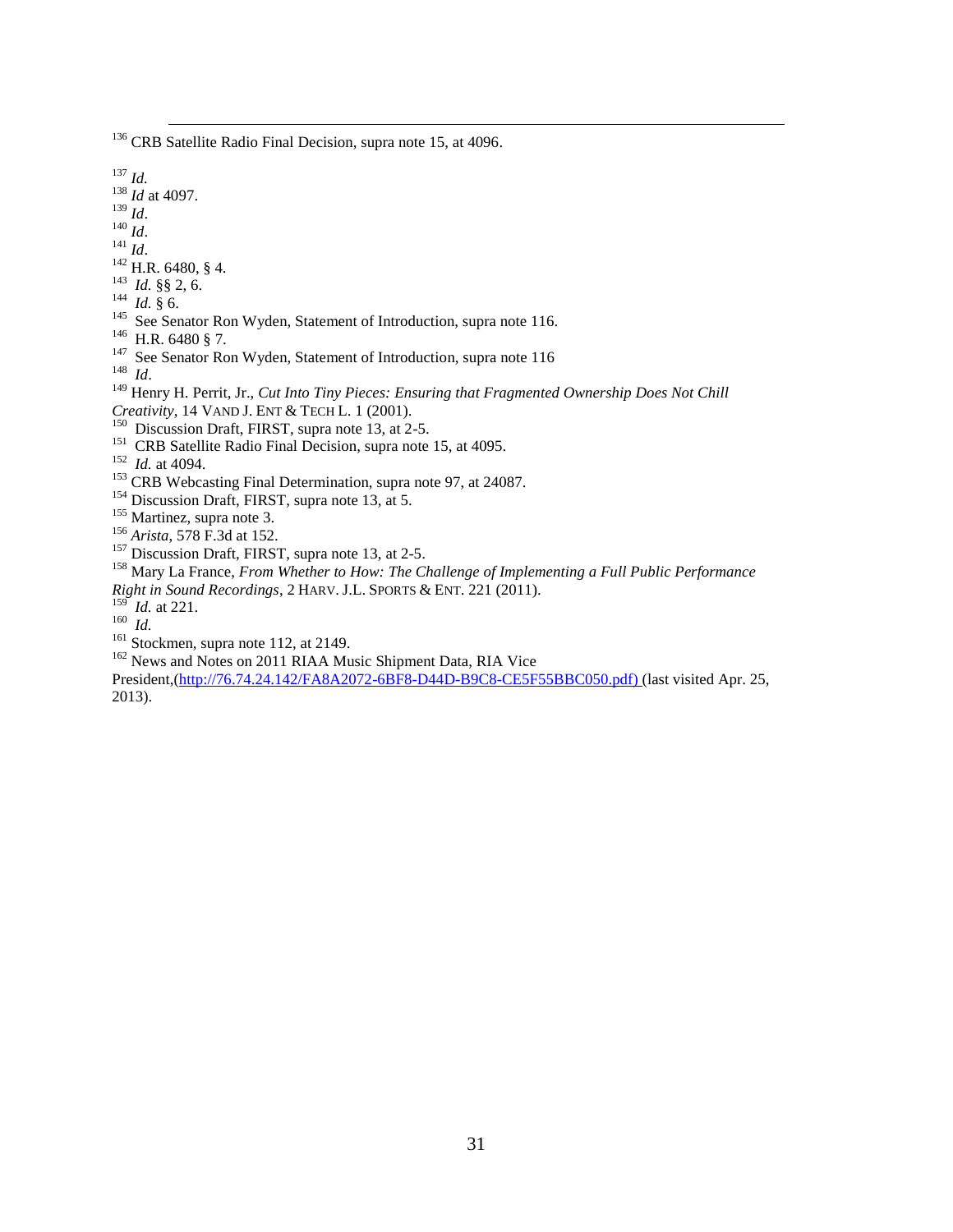---

[136] CRB Satellite Radio Final Decision, supra note 15, at 4096.

[137] *Id.*
[138] *Id* at 4097.
[139] *Id*.
[140] *Id*.
[141] *Id*.
[142] H.R. 6480, § 4.
[143] *Id.* §§ 2, 6.
[144] *Id.* § 6.
[145] See Senator Ron Wyden, Statement of Introduction, supra note 116.
[146] H.R. 6480 § 7.
[147] See Senator Ron Wyden, Statement of Introduction, supra note 116
[148] *Id*.
[149] Henry H. Perrit, Jr., *Cut Into Tiny Pieces: Ensuring that Fragmented Ownership Does Not Chill Creativity*, 14 VAND J. ENT & TECH L. 1 (2001).
[150] Discussion Draft, FIRST, supra note 13, at 2-5.
[151] CRB Satellite Radio Final Decision, supra note 15, at 4095.
[152] *Id.* at 4094.
[153] CRB Webcasting Final Determination, supra note 97, at 24087.
[154] Discussion Draft, FIRST, supra note 13, at 5.
[155] Martinez, supra note 3.
[156] *Arista*, 578 F.3d at 152.
[157] Discussion Draft, FIRST, supra note 13, at 2-5.
[158] Mary La France, *From Whether to How: The Challenge of Implementing a Full Public Performance Right in Sound Recordings*, 2 HARV. J.L. SPORTS & ENT. 221 (2011).
[159] *Id.* at 221.
[160] *Id.*
[161] Stockmen, supra note 112, at 2149.
[162] News and Notes on 2011 RIAA Music Shipment Data, RIA Vice President,(http://76.74.24.142/FA8A2072-6BF8-D44D-B9C8-CE5F55BBC050.pdf) (last visited Apr. 25, 2013).